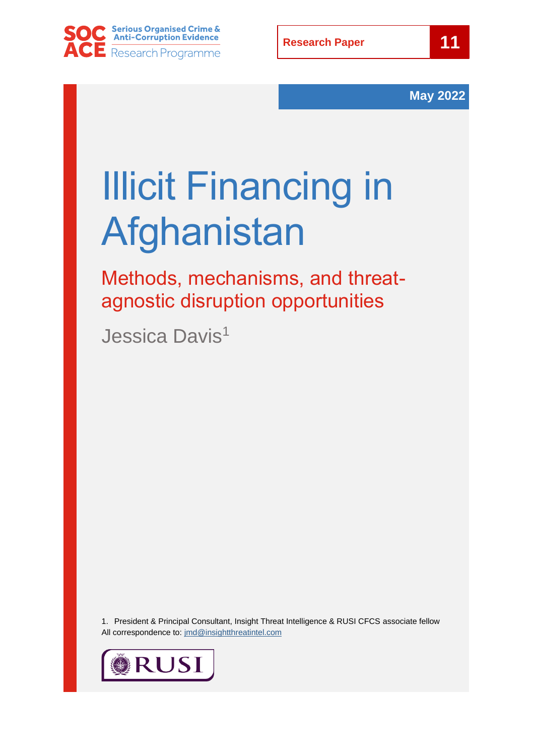SOC ACE Serious Organised Crime & Anti-Corruption Evidence Research Programme

Research Paper 11

May 2022

# Illicit Financing in Afghanistan

## Methods, mechanisms, and threat-agnostic disruption opportunities

Jessica Davis[1]

1. President & Principal Consultant, Insight Threat Intelligence & RUSI CFCS associate fellow
All correspondence to: jmd@insightthreatintel.com

RUSI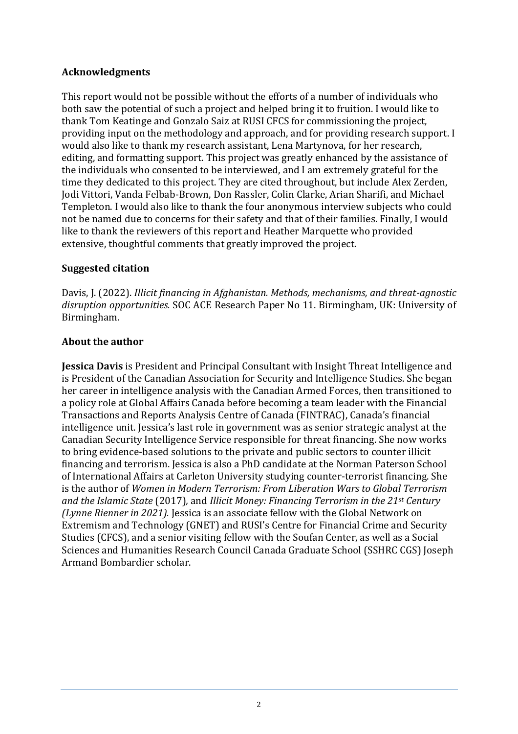## Acknowledgments

This report would not be possible without the efforts of a number of individuals who both saw the potential of such a project and helped bring it to fruition. I would like to thank Tom Keatinge and Gonzalo Saiz at RUSI CFCS for commissioning the project, providing input on the methodology and approach, and for providing research support. I would also like to thank my research assistant, Lena Martynova, for her research, editing, and formatting support. This project was greatly enhanced by the assistance of the individuals who consented to be interviewed, and I am extremely grateful for the time they dedicated to this project. They are cited throughout, but include Alex Zerden, Jodi Vittori, Vanda Felbab-Brown, Don Rassler, Colin Clarke, Arian Sharifi, and Michael Templeton. I would also like to thank the four anonymous interview subjects who could not be named due to concerns for their safety and that of their families. Finally, I would like to thank the reviewers of this report and Heather Marquette who provided extensive, thoughtful comments that greatly improved the project.

## Suggested citation

Davis, J. (2022). *Illicit financing in Afghanistan. Methods, mechanisms, and threat-agnostic disruption opportunities.* SOC ACE Research Paper No 11. Birmingham, UK: University of Birmingham.

## About the author

**Jessica Davis** is President and Principal Consultant with Insight Threat Intelligence and is President of the Canadian Association for Security and Intelligence Studies. She began her career in intelligence analysis with the Canadian Armed Forces, then transitioned to a policy role at Global Affairs Canada before becoming a team leader with the Financial Transactions and Reports Analysis Centre of Canada (FINTRAC), Canada's financial intelligence unit. Jessica's last role in government was as senior strategic analyst at the Canadian Security Intelligence Service responsible for threat financing. She now works to bring evidence-based solutions to the private and public sectors to counter illicit financing and terrorism. Jessica is also a PhD candidate at the Norman Paterson School of International Affairs at Carleton University studying counter-terrorist financing. She is the author of *Women in Modern Terrorism: From Liberation Wars to Global Terrorism and the Islamic State* (2017), and *Illicit Money: Financing Terrorism in the 21st Century (Lynne Rienner in 2021).* Jessica is an associate fellow with the Global Network on Extremism and Technology (GNET) and RUSI's Centre for Financial Crime and Security Studies (CFCS), and a senior visiting fellow with the Soufan Center, as well as a Social Sciences and Humanities Research Council Canada Graduate School (SSHRC CGS) Joseph Armand Bombardier scholar.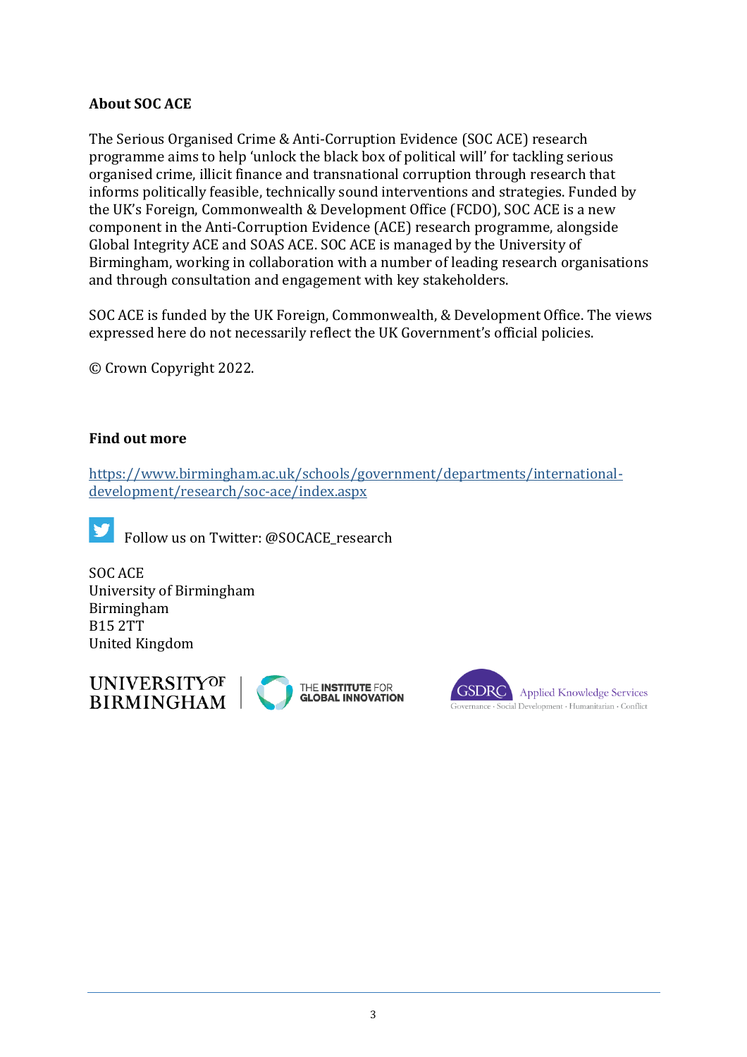**About SOC ACE**

The Serious Organised Crime & Anti-Corruption Evidence (SOC ACE) research programme aims to help 'unlock the black box of political will' for tackling serious organised crime, illicit finance and transnational corruption through research that informs politically feasible, technically sound interventions and strategies. Funded by the UK's Foreign, Commonwealth & Development Office (FCDO), SOC ACE is a new component in the Anti-Corruption Evidence (ACE) research programme, alongside Global Integrity ACE and SOAS ACE. SOC ACE is managed by the University of Birmingham, working in collaboration with a number of leading research organisations and through consultation and engagement with key stakeholders.

SOC ACE is funded by the UK Foreign, Commonwealth, & Development Office. The views expressed here do not necessarily reflect the UK Government's official policies.

© Crown Copyright 2022.

**Find out more**

[https://www.birmingham.ac.uk/schools/government/departments/international-development/research/soc-ace/index.aspx](https://www.birmingham.ac.uk/schools/government/departments/international-development/research/soc-ace/index.aspx)

Follow us on Twitter: @SOCACE_research

SOC ACE
University of Birmingham
Birmingham
B15 2TT
United Kingdom

UNIVERSITY OF BIRMINGHAM | THE INSTITUTE FOR GLOBAL INNOVATION

GSDRC Applied Knowledge Services
Governance · Social Development · Humanitarian · Conflict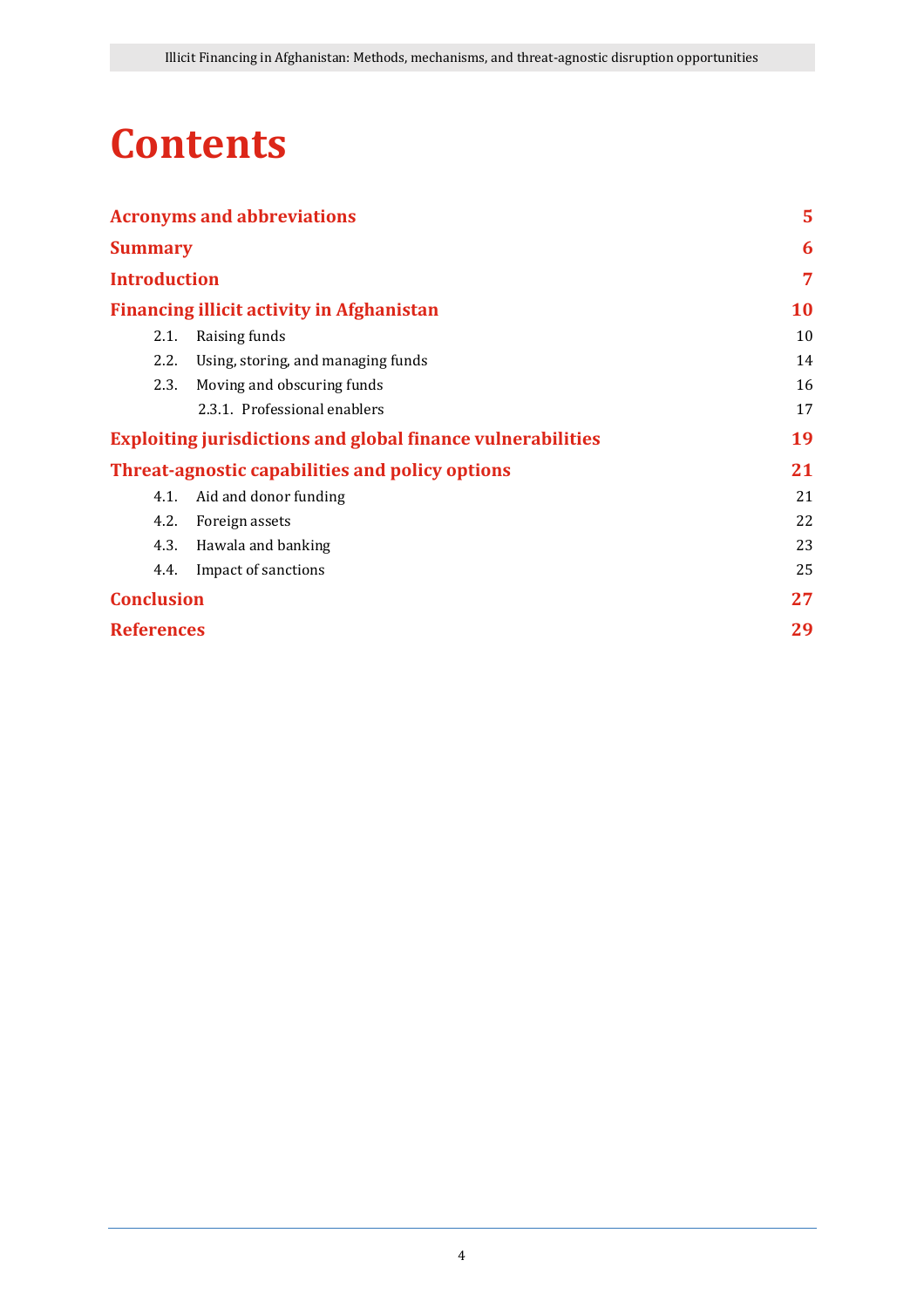# Contents

| | |
|---|---|
| **Acronyms and abbreviations** | **5** |
| **Summary** | **6** |
| **Introduction** | **7** |
| **Financing illicit activity in Afghanistan** | **10** |
| 2.1. Raising funds | 10 |
| 2.2. Using, storing, and managing funds | 14 |
| 2.3. Moving and obscuring funds | 16 |
| 2.3.1. Professional enablers | 17 |
| **Exploiting jurisdictions and global finance vulnerabilities** | **19** |
| **Threat-agnostic capabilities and policy options** | **21** |
| 4.1. Aid and donor funding | 21 |
| 4.2. Foreign assets | 22 |
| 4.3. Hawala and banking | 23 |
| 4.4. Impact of sanctions | 25 |
| **Conclusion** | **27** |
| **References** | **29** |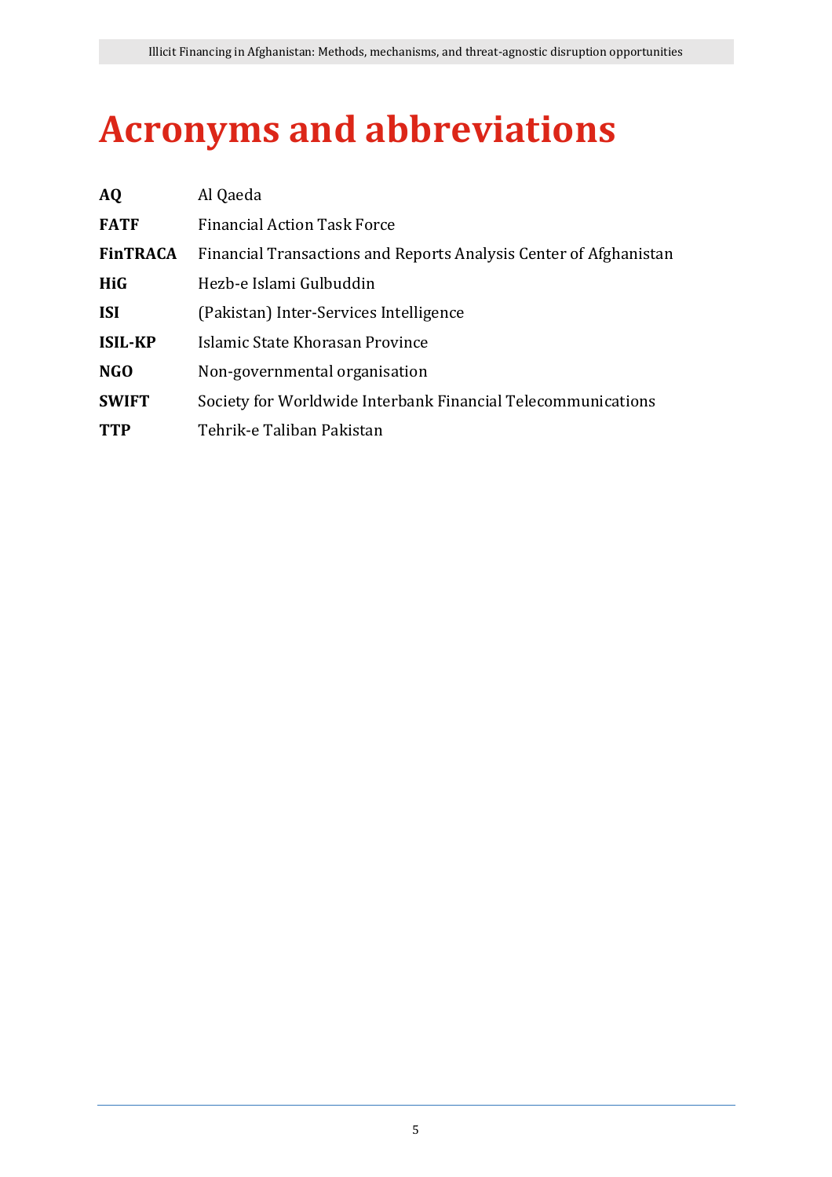# Acronyms and abbreviations

| | |
|---|---|
| **AQ** | Al Qaeda |
| **FATF** | Financial Action Task Force |
| **FinTRACA** | Financial Transactions and Reports Analysis Center of Afghanistan |
| **HiG** | Hezb-e Islami Gulbuddin |
| **ISI** | (Pakistan) Inter-Services Intelligence |
| **ISIL-KP** | Islamic State Khorasan Province |
| **NGO** | Non-governmental organisation |
| **SWIFT** | Society for Worldwide Interbank Financial Telecommunications |
| **TTP** | Tehrik-e Taliban Pakistan |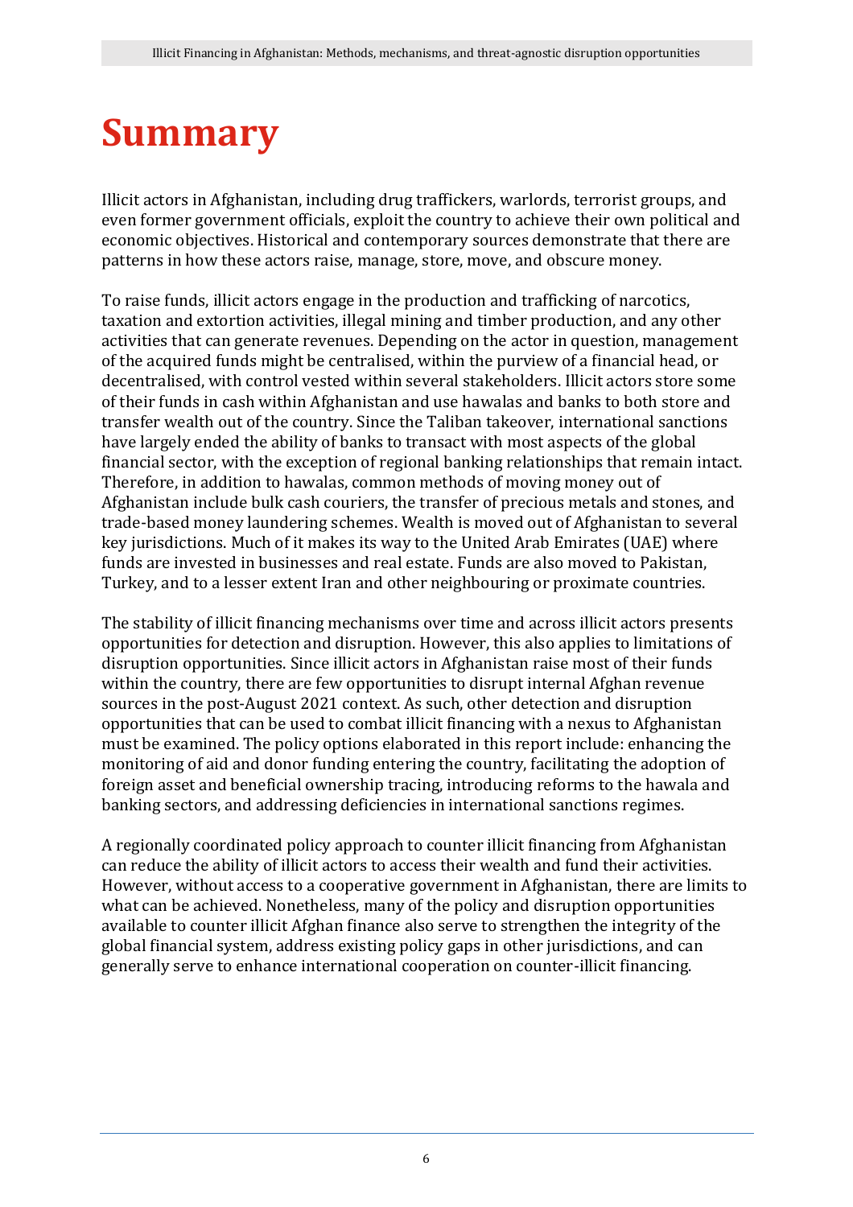# Summary

Illicit actors in Afghanistan, including drug traffickers, warlords, terrorist groups, and even former government officials, exploit the country to achieve their own political and economic objectives. Historical and contemporary sources demonstrate that there are patterns in how these actors raise, manage, store, move, and obscure money.

To raise funds, illicit actors engage in the production and trafficking of narcotics, taxation and extortion activities, illegal mining and timber production, and any other activities that can generate revenues. Depending on the actor in question, management of the acquired funds might be centralised, within the purview of a financial head, or decentralised, with control vested within several stakeholders. Illicit actors store some of their funds in cash within Afghanistan and use hawalas and banks to both store and transfer wealth out of the country. Since the Taliban takeover, international sanctions have largely ended the ability of banks to transact with most aspects of the global financial sector, with the exception of regional banking relationships that remain intact. Therefore, in addition to hawalas, common methods of moving money out of Afghanistan include bulk cash couriers, the transfer of precious metals and stones, and trade-based money laundering schemes. Wealth is moved out of Afghanistan to several key jurisdictions. Much of it makes its way to the United Arab Emirates (UAE) where funds are invested in businesses and real estate. Funds are also moved to Pakistan, Turkey, and to a lesser extent Iran and other neighbouring or proximate countries.

The stability of illicit financing mechanisms over time and across illicit actors presents opportunities for detection and disruption. However, this also applies to limitations of disruption opportunities. Since illicit actors in Afghanistan raise most of their funds within the country, there are few opportunities to disrupt internal Afghan revenue sources in the post-August 2021 context. As such, other detection and disruption opportunities that can be used to combat illicit financing with a nexus to Afghanistan must be examined. The policy options elaborated in this report include: enhancing the monitoring of aid and donor funding entering the country, facilitating the adoption of foreign asset and beneficial ownership tracing, introducing reforms to the hawala and banking sectors, and addressing deficiencies in international sanctions regimes.

A regionally coordinated policy approach to counter illicit financing from Afghanistan can reduce the ability of illicit actors to access their wealth and fund their activities. However, without access to a cooperative government in Afghanistan, there are limits to what can be achieved. Nonetheless, many of the policy and disruption opportunities available to counter illicit Afghan finance also serve to strengthen the integrity of the global financial system, address existing policy gaps in other jurisdictions, and can generally serve to enhance international cooperation on counter-illicit financing.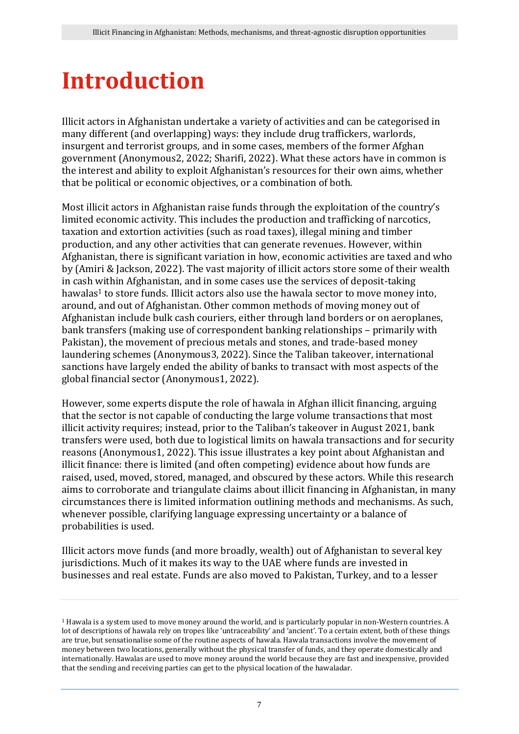# Introduction

Illicit actors in Afghanistan undertake a variety of activities and can be categorised in many different (and overlapping) ways: they include drug traffickers, warlords, insurgent and terrorist groups, and in some cases, members of the former Afghan government (Anonymous2, 2022; Sharifi, 2022). What these actors have in common is the interest and ability to exploit Afghanistan's resources for their own aims, whether that be political or economic objectives, or a combination of both.

Most illicit actors in Afghanistan raise funds through the exploitation of the country's limited economic activity. This includes the production and trafficking of narcotics, taxation and extortion activities (such as road taxes), illegal mining and timber production, and any other activities that can generate revenues. However, within Afghanistan, there is significant variation in how, economic activities are taxed and who by (Amiri & Jackson, 2022). The vast majority of illicit actors store some of their wealth in cash within Afghanistan, and in some cases use the services of deposit-taking hawalas[1] to store funds. Illicit actors also use the hawala sector to move money into, around, and out of Afghanistan. Other common methods of moving money out of Afghanistan include bulk cash couriers, either through land borders or on aeroplanes, bank transfers (making use of correspondent banking relationships – primarily with Pakistan), the movement of precious metals and stones, and trade-based money laundering schemes (Anonymous3, 2022). Since the Taliban's takeover, international sanctions have largely ended the ability of banks to transact with most aspects of the global financial sector (Anonymous1, 2022).

However, some experts dispute the role of hawala in Afghan illicit financing, arguing that the sector is not capable of conducting the large volume transactions that most illicit activity requires; instead, prior to the Taliban's takeover in August 2021, bank transfers were used, both due to logistical limits on hawala transactions and for security reasons (Anonymous1, 2022). This issue illustrates a key point about Afghanistan and illicit finance: there is limited (and often competing) evidence about how funds are raised, used, moved, stored, managed, and obscured by these actors. While this research aims to corroborate and triangulate claims about illicit financing in Afghanistan, in many circumstances there is limited information outlining methods and mechanisms. As such, whenever possible, clarifying language expressing uncertainty or a balance of probabilities is used.

Illicit actors move funds (and more broadly, wealth) out of Afghanistan to several key jurisdictions. Much of it makes its way to the UAE where funds are invested in businesses and real estate. Funds are also moved to Pakistan, Turkey, and to a lesser

[1] Hawala is a system used to move money around the world, and is particularly popular in non-Western countries. A lot of descriptions of hawala rely on tropes like 'untraceability' and 'ancient'. To a certain extent, both of these things are true, but sensationalise some of the routine aspects of hawala. Hawala transactions involve the movement of money between two locations, generally without the physical transfer of funds, and they operate domestically and internationally. Hawalas are used to move money around the world because they are fast and inexpensive, provided that the sending and receiving parties can get to the physical location of the hawaladar.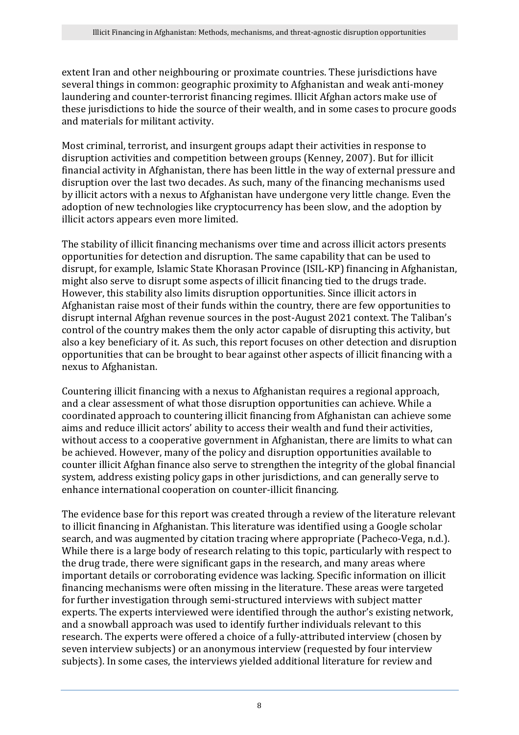extent Iran and other neighbouring or proximate countries. These jurisdictions have several things in common: geographic proximity to Afghanistan and weak anti-money laundering and counter-terrorist financing regimes. Illicit Afghan actors make use of these jurisdictions to hide the source of their wealth, and in some cases to procure goods and materials for militant activity.

Most criminal, terrorist, and insurgent groups adapt their activities in response to disruption activities and competition between groups (Kenney, 2007). But for illicit financial activity in Afghanistan, there has been little in the way of external pressure and disruption over the last two decades. As such, many of the financing mechanisms used by illicit actors with a nexus to Afghanistan have undergone very little change. Even the adoption of new technologies like cryptocurrency has been slow, and the adoption by illicit actors appears even more limited.

The stability of illicit financing mechanisms over time and across illicit actors presents opportunities for detection and disruption. The same capability that can be used to disrupt, for example, Islamic State Khorasan Province (ISIL-KP) financing in Afghanistan, might also serve to disrupt some aspects of illicit financing tied to the drugs trade. However, this stability also limits disruption opportunities. Since illicit actors in Afghanistan raise most of their funds within the country, there are few opportunities to disrupt internal Afghan revenue sources in the post-August 2021 context. The Taliban's control of the country makes them the only actor capable of disrupting this activity, but also a key beneficiary of it. As such, this report focuses on other detection and disruption opportunities that can be brought to bear against other aspects of illicit financing with a nexus to Afghanistan.

Countering illicit financing with a nexus to Afghanistan requires a regional approach, and a clear assessment of what those disruption opportunities can achieve. While a coordinated approach to countering illicit financing from Afghanistan can achieve some aims and reduce illicit actors' ability to access their wealth and fund their activities, without access to a cooperative government in Afghanistan, there are limits to what can be achieved. However, many of the policy and disruption opportunities available to counter illicit Afghan finance also serve to strengthen the integrity of the global financial system, address existing policy gaps in other jurisdictions, and can generally serve to enhance international cooperation on counter-illicit financing.

The evidence base for this report was created through a review of the literature relevant to illicit financing in Afghanistan. This literature was identified using a Google scholar search, and was augmented by citation tracing where appropriate (Pacheco-Vega, n.d.). While there is a large body of research relating to this topic, particularly with respect to the drug trade, there were significant gaps in the research, and many areas where important details or corroborating evidence was lacking. Specific information on illicit financing mechanisms were often missing in the literature. These areas were targeted for further investigation through semi-structured interviews with subject matter experts. The experts interviewed were identified through the author's existing network, and a snowball approach was used to identify further individuals relevant to this research. The experts were offered a choice of a fully-attributed interview (chosen by seven interview subjects) or an anonymous interview (requested by four interview subjects). In some cases, the interviews yielded additional literature for review and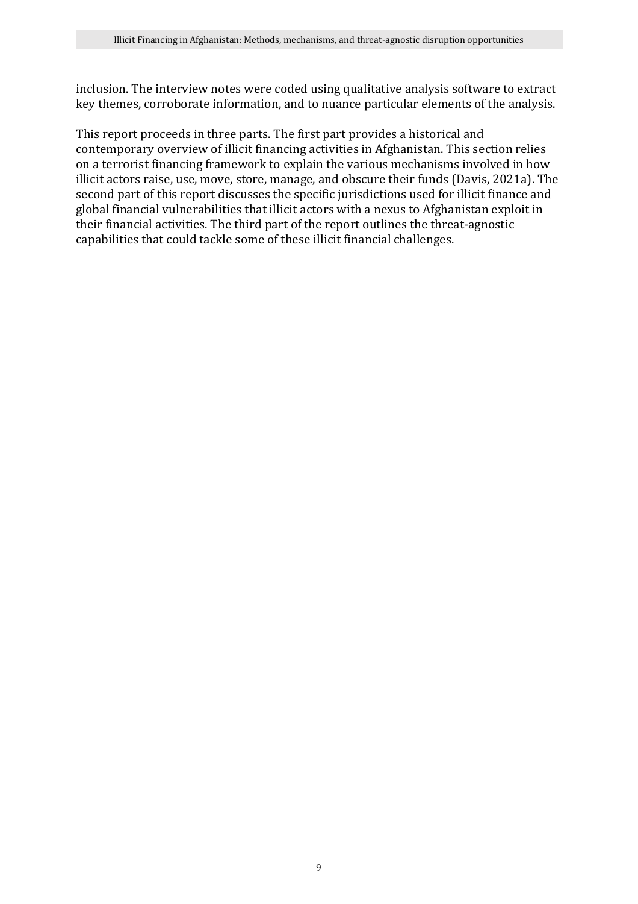inclusion. The interview notes were coded using qualitative analysis software to extract key themes, corroborate information, and to nuance particular elements of the analysis.

This report proceeds in three parts. The first part provides a historical and contemporary overview of illicit financing activities in Afghanistan. This section relies on a terrorist financing framework to explain the various mechanisms involved in how illicit actors raise, use, move, store, manage, and obscure their funds (Davis, 2021a). The second part of this report discusses the specific jurisdictions used for illicit finance and global financial vulnerabilities that illicit actors with a nexus to Afghanistan exploit in their financial activities. The third part of the report outlines the threat-agnostic capabilities that could tackle some of these illicit financial challenges.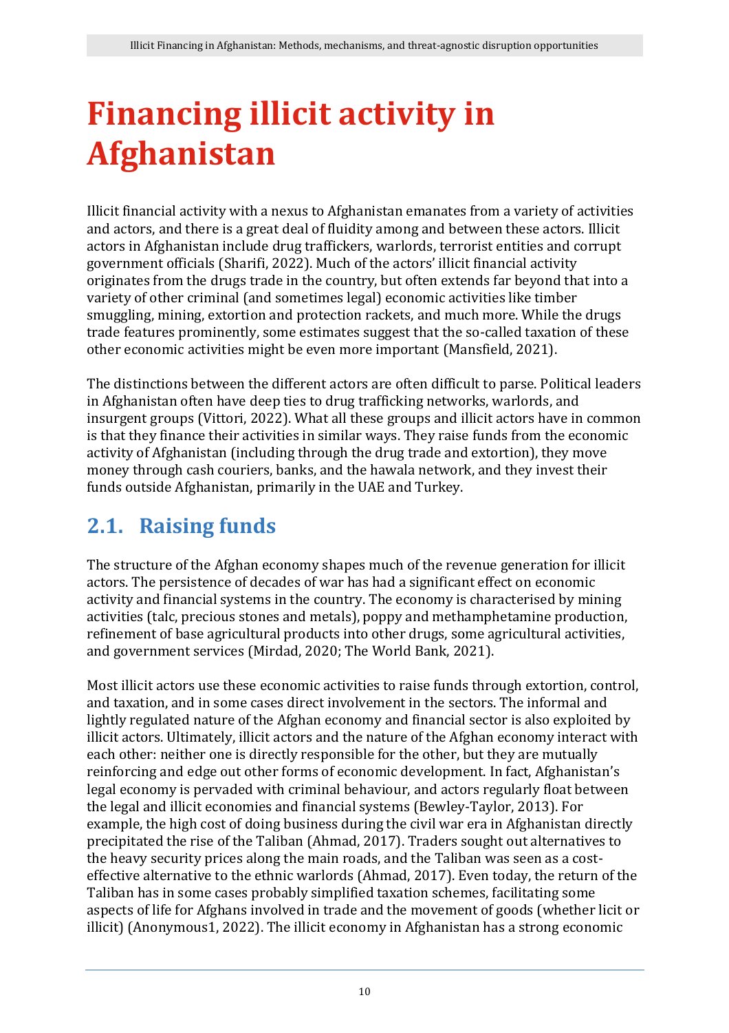# Financing illicit activity in Afghanistan

Illicit financial activity with a nexus to Afghanistan emanates from a variety of activities and actors, and there is a great deal of fluidity among and between these actors. Illicit actors in Afghanistan include drug traffickers, warlords, terrorist entities and corrupt government officials (Sharifi, 2022). Much of the actors' illicit financial activity originates from the drugs trade in the country, but often extends far beyond that into a variety of other criminal (and sometimes legal) economic activities like timber smuggling, mining, extortion and protection rackets, and much more. While the drugs trade features prominently, some estimates suggest that the so-called taxation of these other economic activities might be even more important (Mansfield, 2021).

The distinctions between the different actors are often difficult to parse. Political leaders in Afghanistan often have deep ties to drug trafficking networks, warlords, and insurgent groups (Vittori, 2022). What all these groups and illicit actors have in common is that they finance their activities in similar ways. They raise funds from the economic activity of Afghanistan (including through the drug trade and extortion), they move money through cash couriers, banks, and the hawala network, and they invest their funds outside Afghanistan, primarily in the UAE and Turkey.

## 2.1. Raising funds

The structure of the Afghan economy shapes much of the revenue generation for illicit actors. The persistence of decades of war has had a significant effect on economic activity and financial systems in the country. The economy is characterised by mining activities (talc, precious stones and metals), poppy and methamphetamine production, refinement of base agricultural products into other drugs, some agricultural activities, and government services (Mirdad, 2020; The World Bank, 2021).

Most illicit actors use these economic activities to raise funds through extortion, control, and taxation, and in some cases direct involvement in the sectors. The informal and lightly regulated nature of the Afghan economy and financial sector is also exploited by illicit actors. Ultimately, illicit actors and the nature of the Afghan economy interact with each other: neither one is directly responsible for the other, but they are mutually reinforcing and edge out other forms of economic development. In fact, Afghanistan's legal economy is pervaded with criminal behaviour, and actors regularly float between the legal and illicit economies and financial systems (Bewley-Taylor, 2013). For example, the high cost of doing business during the civil war era in Afghanistan directly precipitated the rise of the Taliban (Ahmad, 2017). Traders sought out alternatives to the heavy security prices along the main roads, and the Taliban was seen as a cost-effective alternative to the ethnic warlords (Ahmad, 2017). Even today, the return of the Taliban has in some cases probably simplified taxation schemes, facilitating some aspects of life for Afghans involved in trade and the movement of goods (whether licit or illicit) (Anonymous1, 2022). The illicit economy in Afghanistan has a strong economic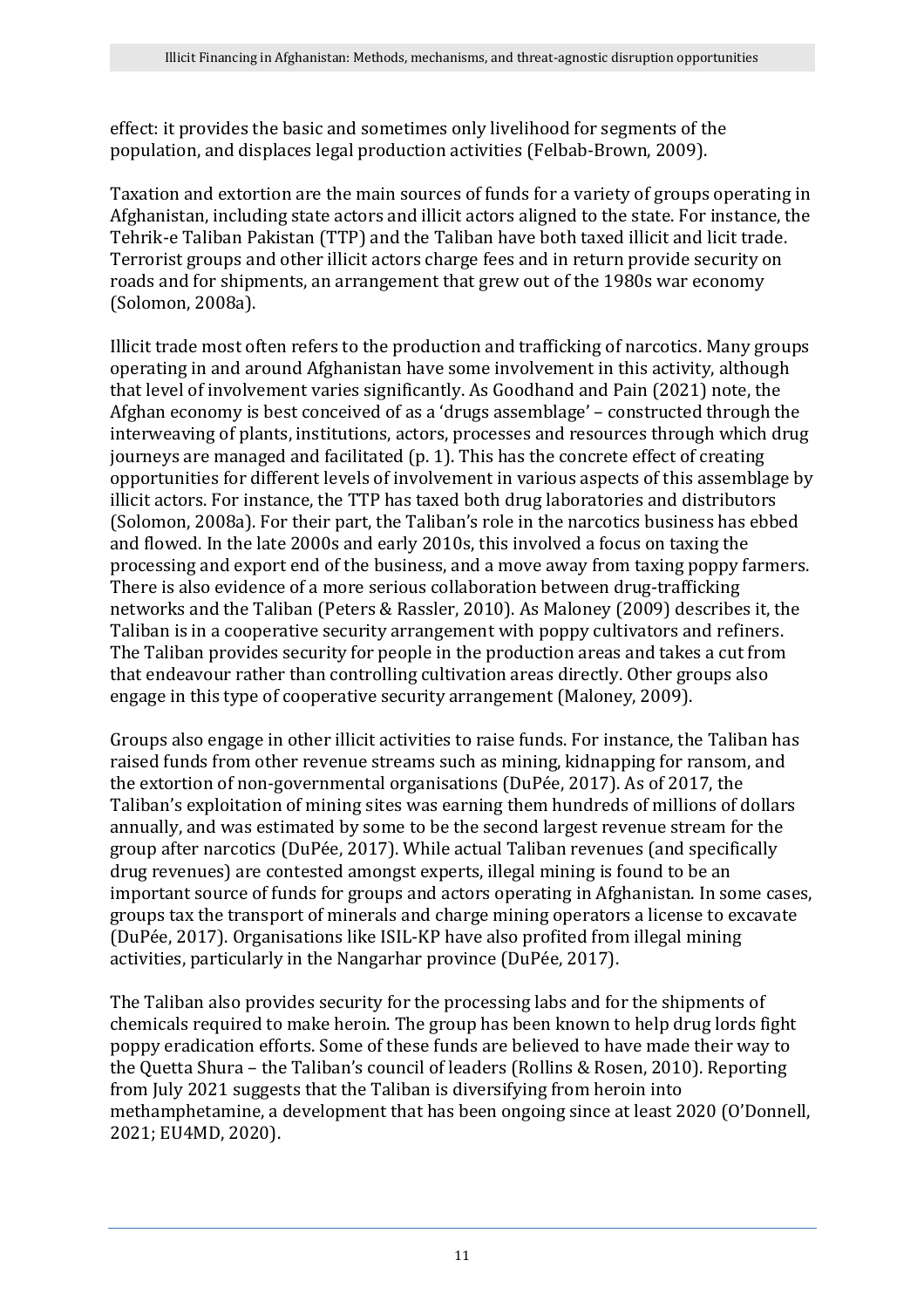effect: it provides the basic and sometimes only livelihood for segments of the population, and displaces legal production activities (Felbab-Brown, 2009).

Taxation and extortion are the main sources of funds for a variety of groups operating in Afghanistan, including state actors and illicit actors aligned to the state. For instance, the Tehrik-e Taliban Pakistan (TTP) and the Taliban have both taxed illicit and licit trade. Terrorist groups and other illicit actors charge fees and in return provide security on roads and for shipments, an arrangement that grew out of the 1980s war economy (Solomon, 2008a).

Illicit trade most often refers to the production and trafficking of narcotics. Many groups operating in and around Afghanistan have some involvement in this activity, although that level of involvement varies significantly. As Goodhand and Pain (2021) note, the Afghan economy is best conceived of as a 'drugs assemblage' – constructed through the interweaving of plants, institutions, actors, processes and resources through which drug journeys are managed and facilitated (p. 1). This has the concrete effect of creating opportunities for different levels of involvement in various aspects of this assemblage by illicit actors. For instance, the TTP has taxed both drug laboratories and distributors (Solomon, 2008a). For their part, the Taliban's role in the narcotics business has ebbed and flowed. In the late 2000s and early 2010s, this involved a focus on taxing the processing and export end of the business, and a move away from taxing poppy farmers. There is also evidence of a more serious collaboration between drug-trafficking networks and the Taliban (Peters & Rassler, 2010). As Maloney (2009) describes it, the Taliban is in a cooperative security arrangement with poppy cultivators and refiners. The Taliban provides security for people in the production areas and takes a cut from that endeavour rather than controlling cultivation areas directly. Other groups also engage in this type of cooperative security arrangement (Maloney, 2009).

Groups also engage in other illicit activities to raise funds. For instance, the Taliban has raised funds from other revenue streams such as mining, kidnapping for ransom, and the extortion of non-governmental organisations (DuPée, 2017). As of 2017, the Taliban's exploitation of mining sites was earning them hundreds of millions of dollars annually, and was estimated by some to be the second largest revenue stream for the group after narcotics (DuPée, 2017). While actual Taliban revenues (and specifically drug revenues) are contested amongst experts, illegal mining is found to be an important source of funds for groups and actors operating in Afghanistan. In some cases, groups tax the transport of minerals and charge mining operators a license to excavate (DuPée, 2017). Organisations like ISIL-KP have also profited from illegal mining activities, particularly in the Nangarhar province (DuPée, 2017).

The Taliban also provides security for the processing labs and for the shipments of chemicals required to make heroin. The group has been known to help drug lords fight poppy eradication efforts. Some of these funds are believed to have made their way to the Quetta Shura – the Taliban's council of leaders (Rollins & Rosen, 2010). Reporting from July 2021 suggests that the Taliban is diversifying from heroin into methamphetamine, a development that has been ongoing since at least 2020 (O'Donnell, 2021; EU4MD, 2020).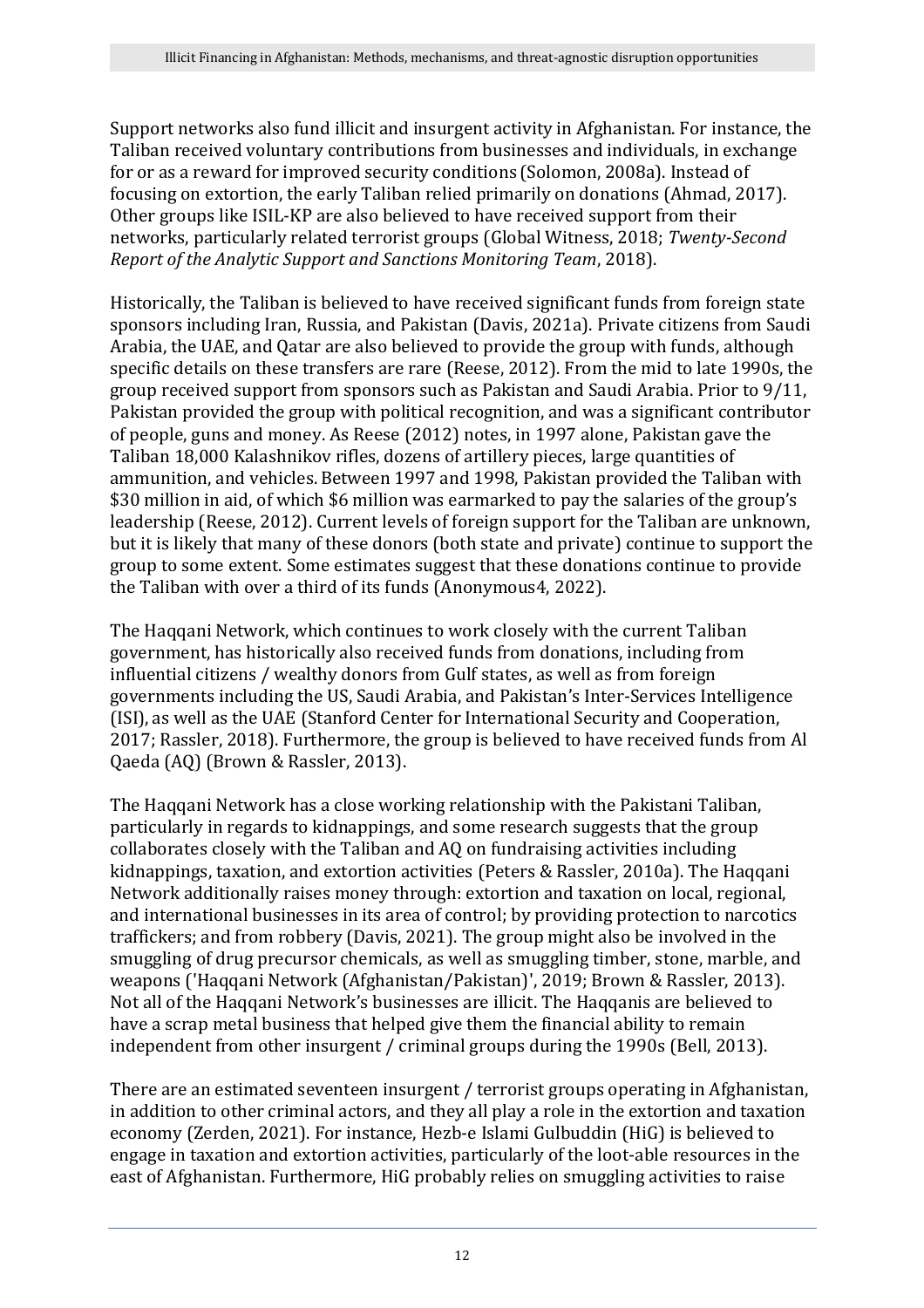Support networks also fund illicit and insurgent activity in Afghanistan. For instance, the Taliban received voluntary contributions from businesses and individuals, in exchange for or as a reward for improved security conditions (Solomon, 2008a). Instead of focusing on extortion, the early Taliban relied primarily on donations (Ahmad, 2017). Other groups like ISIL-KP are also believed to have received support from their networks, particularly related terrorist groups (Global Witness, 2018; *Twenty-Second Report of the Analytic Support and Sanctions Monitoring Team*, 2018).

Historically, the Taliban is believed to have received significant funds from foreign state sponsors including Iran, Russia, and Pakistan (Davis, 2021a). Private citizens from Saudi Arabia, the UAE, and Qatar are also believed to provide the group with funds, although specific details on these transfers are rare (Reese, 2012). From the mid to late 1990s, the group received support from sponsors such as Pakistan and Saudi Arabia. Prior to 9/11, Pakistan provided the group with political recognition, and was a significant contributor of people, guns and money. As Reese (2012) notes, in 1997 alone, Pakistan gave the Taliban 18,000 Kalashnikov rifles, dozens of artillery pieces, large quantities of ammunition, and vehicles. Between 1997 and 1998, Pakistan provided the Taliban with $30 million in aid, of which $6 million was earmarked to pay the salaries of the group's leadership (Reese, 2012). Current levels of foreign support for the Taliban are unknown, but it is likely that many of these donors (both state and private) continue to support the group to some extent. Some estimates suggest that these donations continue to provide the Taliban with over a third of its funds (Anonymous4, 2022).

The Haqqani Network, which continues to work closely with the current Taliban government, has historically also received funds from donations, including from influential citizens / wealthy donors from Gulf states, as well as from foreign governments including the US, Saudi Arabia, and Pakistan's Inter-Services Intelligence (ISI), as well as the UAE (Stanford Center for International Security and Cooperation, 2017; Rassler, 2018). Furthermore, the group is believed to have received funds from Al Qaeda (AQ) (Brown & Rassler, 2013).

The Haqqani Network has a close working relationship with the Pakistani Taliban, particularly in regards to kidnappings, and some research suggests that the group collaborates closely with the Taliban and AQ on fundraising activities including kidnappings, taxation, and extortion activities (Peters & Rassler, 2010a). The Haqqani Network additionally raises money through: extortion and taxation on local, regional, and international businesses in its area of control; by providing protection to narcotics traffickers; and from robbery (Davis, 2021). The group might also be involved in the smuggling of drug precursor chemicals, as well as smuggling timber, stone, marble, and weapons ('Haqqani Network (Afghanistan/Pakistan)', 2019; Brown & Rassler, 2013). Not all of the Haqqani Network's businesses are illicit. The Haqqanis are believed to have a scrap metal business that helped give them the financial ability to remain independent from other insurgent / criminal groups during the 1990s (Bell, 2013).

There are an estimated seventeen insurgent / terrorist groups operating in Afghanistan, in addition to other criminal actors, and they all play a role in the extortion and taxation economy (Zerden, 2021). For instance, Hezb-e Islami Gulbuddin (HiG) is believed to engage in taxation and extortion activities, particularly of the loot-able resources in the east of Afghanistan. Furthermore, HiG probably relies on smuggling activities to raise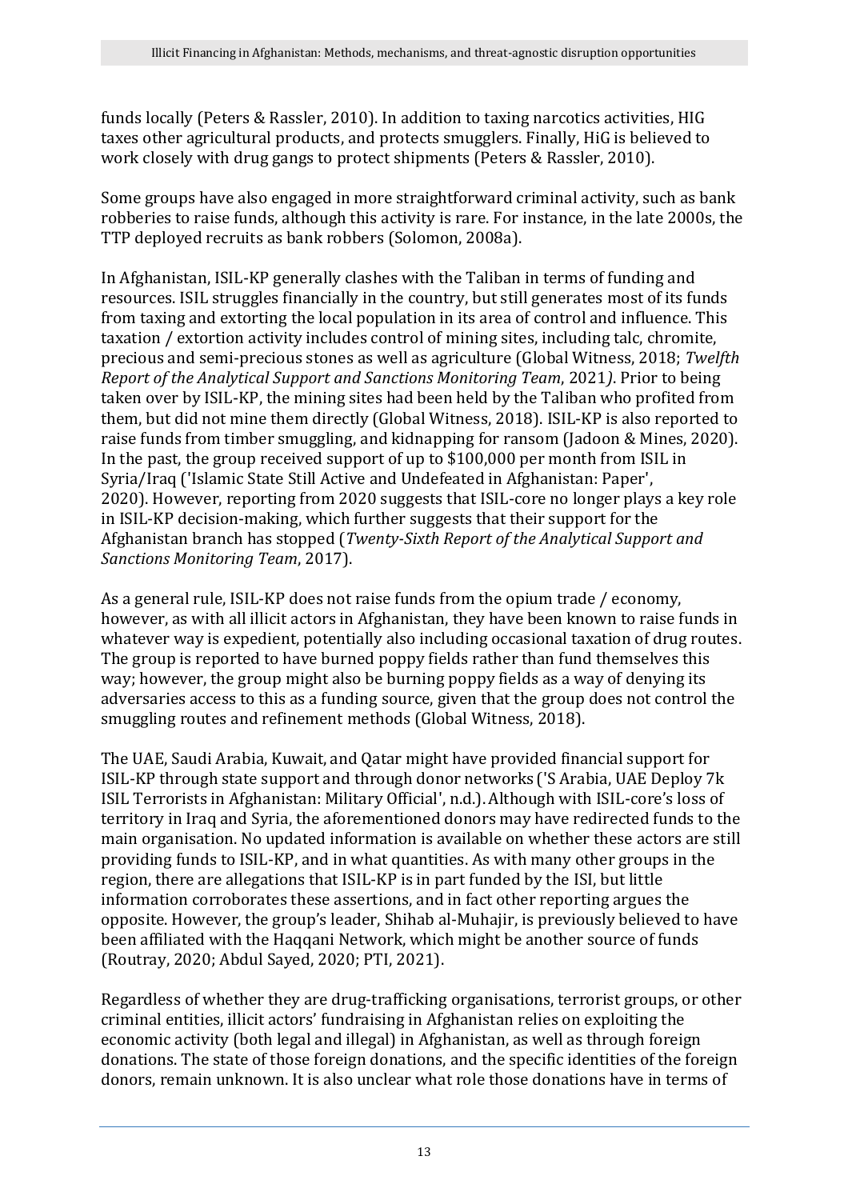funds locally (Peters & Rassler, 2010). In addition to taxing narcotics activities, HIG taxes other agricultural products, and protects smugglers. Finally, HiG is believed to work closely with drug gangs to protect shipments (Peters & Rassler, 2010).

Some groups have also engaged in more straightforward criminal activity, such as bank robberies to raise funds, although this activity is rare. For instance, in the late 2000s, the TTP deployed recruits as bank robbers (Solomon, 2008a).

In Afghanistan, ISIL-KP generally clashes with the Taliban in terms of funding and resources. ISIL struggles financially in the country, but still generates most of its funds from taxing and extorting the local population in its area of control and influence. This taxation / extortion activity includes control of mining sites, including talc, chromite, precious and semi-precious stones as well as agriculture (Global Witness, 2018; *Twelfth Report of the Analytical Support and Sanctions Monitoring Team*, 2021). Prior to being taken over by ISIL-KP, the mining sites had been held by the Taliban who profited from them, but did not mine them directly (Global Witness, 2018). ISIL-KP is also reported to raise funds from timber smuggling, and kidnapping for ransom (Jadoon & Mines, 2020). In the past, the group received support of up to $100,000 per month from ISIL in Syria/Iraq ('Islamic State Still Active and Undefeated in Afghanistan: Paper', 2020). However, reporting from 2020 suggests that ISIL-core no longer plays a key role in ISIL-KP decision-making, which further suggests that their support for the Afghanistan branch has stopped (*Twenty-Sixth Report of the Analytical Support and Sanctions Monitoring Team*, 2017).

As a general rule, ISIL-KP does not raise funds from the opium trade / economy, however, as with all illicit actors in Afghanistan, they have been known to raise funds in whatever way is expedient, potentially also including occasional taxation of drug routes. The group is reported to have burned poppy fields rather than fund themselves this way; however, the group might also be burning poppy fields as a way of denying its adversaries access to this as a funding source, given that the group does not control the smuggling routes and refinement methods (Global Witness, 2018).

The UAE, Saudi Arabia, Kuwait, and Qatar might have provided financial support for ISIL-KP through state support and through donor networks ('S Arabia, UAE Deploy 7k ISIL Terrorists in Afghanistan: Military Official', n.d.). Although with ISIL-core's loss of territory in Iraq and Syria, the aforementioned donors may have redirected funds to the main organisation. No updated information is available on whether these actors are still providing funds to ISIL-KP, and in what quantities. As with many other groups in the region, there are allegations that ISIL-KP is in part funded by the ISI, but little information corroborates these assertions, and in fact other reporting argues the opposite. However, the group's leader, Shihab al-Muhajir, is previously believed to have been affiliated with the Haqqani Network, which might be another source of funds (Routray, 2020; Abdul Sayed, 2020; PTI, 2021).

Regardless of whether they are drug-trafficking organisations, terrorist groups, or other criminal entities, illicit actors' fundraising in Afghanistan relies on exploiting the economic activity (both legal and illegal) in Afghanistan, as well as through foreign donations. The state of those foreign donations, and the specific identities of the foreign donors, remain unknown. It is also unclear what role those donations have in terms of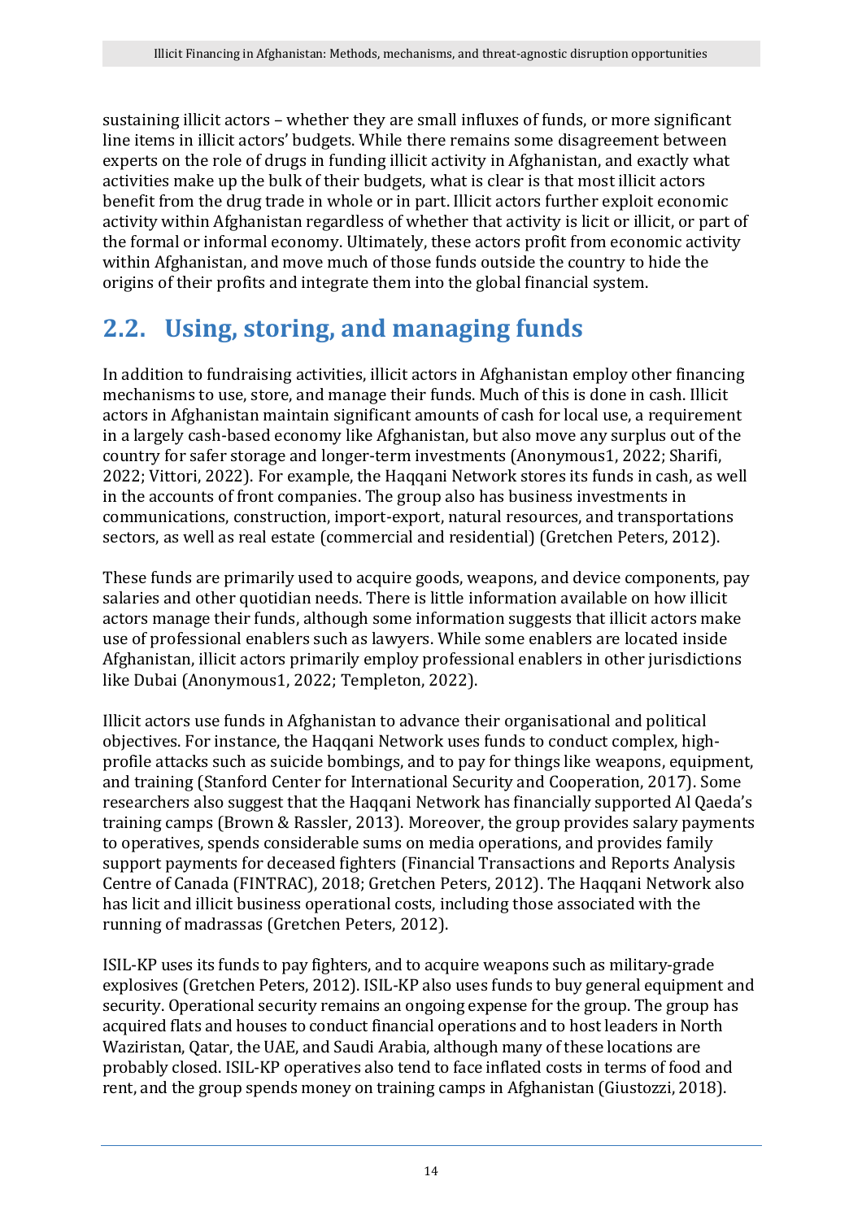sustaining illicit actors – whether they are small influxes of funds, or more significant line items in illicit actors' budgets. While there remains some disagreement between experts on the role of drugs in funding illicit activity in Afghanistan, and exactly what activities make up the bulk of their budgets, what is clear is that most illicit actors benefit from the drug trade in whole or in part. Illicit actors further exploit economic activity within Afghanistan regardless of whether that activity is licit or illicit, or part of the formal or informal economy. Ultimately, these actors profit from economic activity within Afghanistan, and move much of those funds outside the country to hide the origins of their profits and integrate them into the global financial system.

## 2.2. Using, storing, and managing funds

In addition to fundraising activities, illicit actors in Afghanistan employ other financing mechanisms to use, store, and manage their funds. Much of this is done in cash. Illicit actors in Afghanistan maintain significant amounts of cash for local use, a requirement in a largely cash-based economy like Afghanistan, but also move any surplus out of the country for safer storage and longer-term investments (Anonymous1, 2022; Sharifi, 2022; Vittori, 2022). For example, the Haqqani Network stores its funds in cash, as well in the accounts of front companies. The group also has business investments in communications, construction, import-export, natural resources, and transportations sectors, as well as real estate (commercial and residential) (Gretchen Peters, 2012).

These funds are primarily used to acquire goods, weapons, and device components, pay salaries and other quotidian needs. There is little information available on how illicit actors manage their funds, although some information suggests that illicit actors make use of professional enablers such as lawyers. While some enablers are located inside Afghanistan, illicit actors primarily employ professional enablers in other jurisdictions like Dubai (Anonymous1, 2022; Templeton, 2022).

Illicit actors use funds in Afghanistan to advance their organisational and political objectives. For instance, the Haqqani Network uses funds to conduct complex, high-profile attacks such as suicide bombings, and to pay for things like weapons, equipment, and training (Stanford Center for International Security and Cooperation, 2017). Some researchers also suggest that the Haqqani Network has financially supported Al Qaeda's training camps (Brown & Rassler, 2013). Moreover, the group provides salary payments to operatives, spends considerable sums on media operations, and provides family support payments for deceased fighters (Financial Transactions and Reports Analysis Centre of Canada (FINTRAC), 2018; Gretchen Peters, 2012). The Haqqani Network also has licit and illicit business operational costs, including those associated with the running of madrassas (Gretchen Peters, 2012).

ISIL-KP uses its funds to pay fighters, and to acquire weapons such as military-grade explosives (Gretchen Peters, 2012). ISIL-KP also uses funds to buy general equipment and security. Operational security remains an ongoing expense for the group. The group has acquired flats and houses to conduct financial operations and to host leaders in North Waziristan, Qatar, the UAE, and Saudi Arabia, although many of these locations are probably closed. ISIL-KP operatives also tend to face inflated costs in terms of food and rent, and the group spends money on training camps in Afghanistan (Giustozzi, 2018).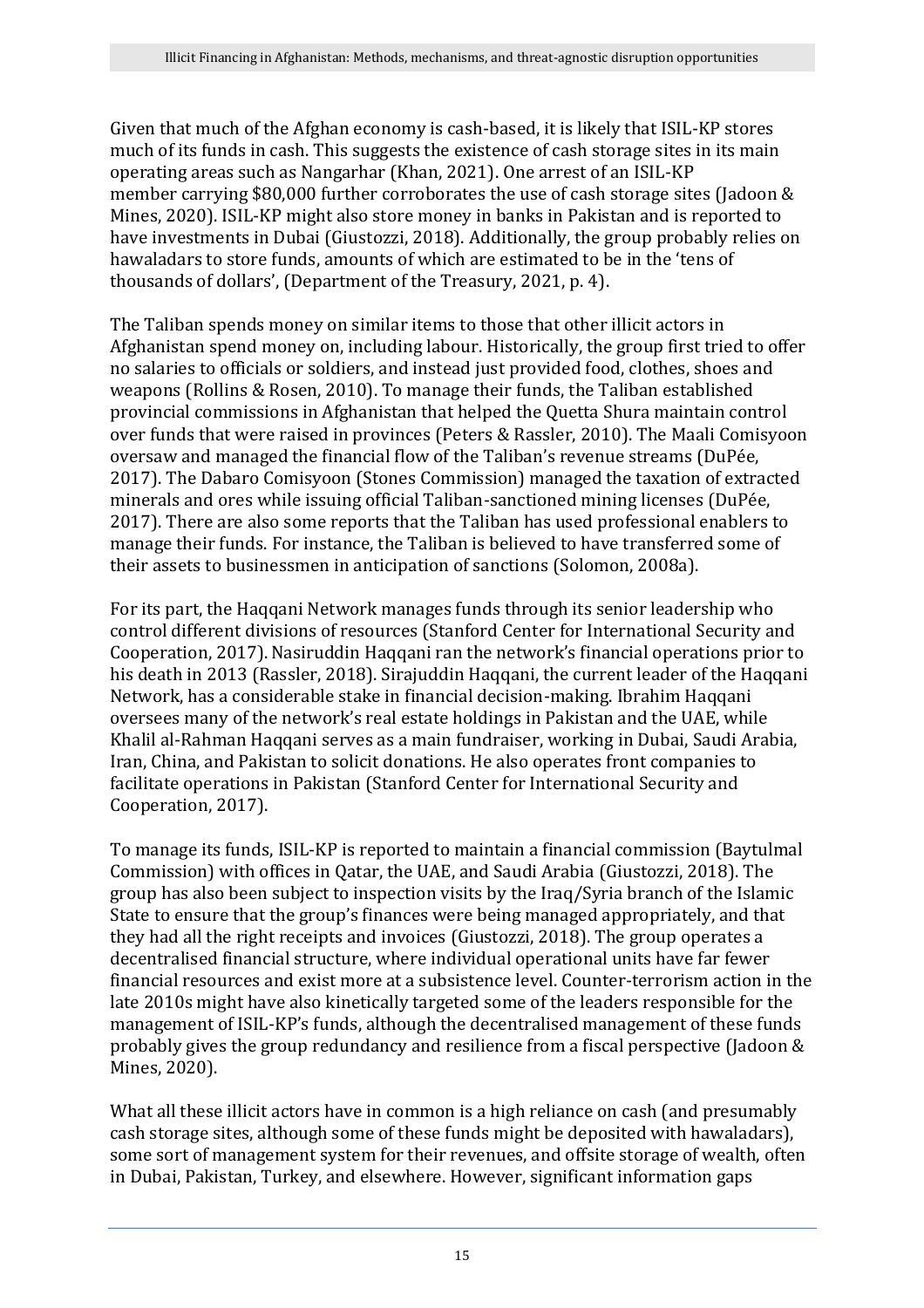Given that much of the Afghan economy is cash-based, it is likely that ISIL-KP stores much of its funds in cash. This suggests the existence of cash storage sites in its main operating areas such as Nangarhar (Khan, 2021). One arrest of an ISIL-KP member carrying $80,000 further corroborates the use of cash storage sites (Jadoon & Mines, 2020). ISIL-KP might also store money in banks in Pakistan and is reported to have investments in Dubai (Giustozzi, 2018). Additionally, the group probably relies on hawaladars to store funds, amounts of which are estimated to be in the 'tens of thousands of dollars', (Department of the Treasury, 2021, p. 4).

The Taliban spends money on similar items to those that other illicit actors in Afghanistan spend money on, including labour. Historically, the group first tried to offer no salaries to officials or soldiers, and instead just provided food, clothes, shoes and weapons (Rollins & Rosen, 2010). To manage their funds, the Taliban established provincial commissions in Afghanistan that helped the Quetta Shura maintain control over funds that were raised in provinces (Peters & Rassler, 2010). The Maali Comisyoon oversaw and managed the financial flow of the Taliban's revenue streams (DuPée, 2017). The Dabaro Comisyoon (Stones Commission) managed the taxation of extracted minerals and ores while issuing official Taliban-sanctioned mining licenses (DuPée, 2017). There are also some reports that the Taliban has used professional enablers to manage their funds. For instance, the Taliban is believed to have transferred some of their assets to businessmen in anticipation of sanctions (Solomon, 2008a).

For its part, the Haqqani Network manages funds through its senior leadership who control different divisions of resources (Stanford Center for International Security and Cooperation, 2017). Nasiruddin Haqqani ran the network's financial operations prior to his death in 2013 (Rassler, 2018). Sirajuddin Haqqani, the current leader of the Haqqani Network, has a considerable stake in financial decision-making. Ibrahim Haqqani oversees many of the network's real estate holdings in Pakistan and the UAE, while Khalil al-Rahman Haqqani serves as a main fundraiser, working in Dubai, Saudi Arabia, Iran, China, and Pakistan to solicit donations. He also operates front companies to facilitate operations in Pakistan (Stanford Center for International Security and Cooperation, 2017).

To manage its funds, ISIL-KP is reported to maintain a financial commission (Baytulmal Commission) with offices in Qatar, the UAE, and Saudi Arabia (Giustozzi, 2018). The group has also been subject to inspection visits by the Iraq/Syria branch of the Islamic State to ensure that the group's finances were being managed appropriately, and that they had all the right receipts and invoices (Giustozzi, 2018). The group operates a decentralised financial structure, where individual operational units have far fewer financial resources and exist more at a subsistence level. Counter-terrorism action in the late 2010s might have also kinetically targeted some of the leaders responsible for the management of ISIL-KP's funds, although the decentralised management of these funds probably gives the group redundancy and resilience from a fiscal perspective (Jadoon & Mines, 2020).

What all these illicit actors have in common is a high reliance on cash (and presumably cash storage sites, although some of these funds might be deposited with hawaladars), some sort of management system for their revenues, and offsite storage of wealth, often in Dubai, Pakistan, Turkey, and elsewhere. However, significant information gaps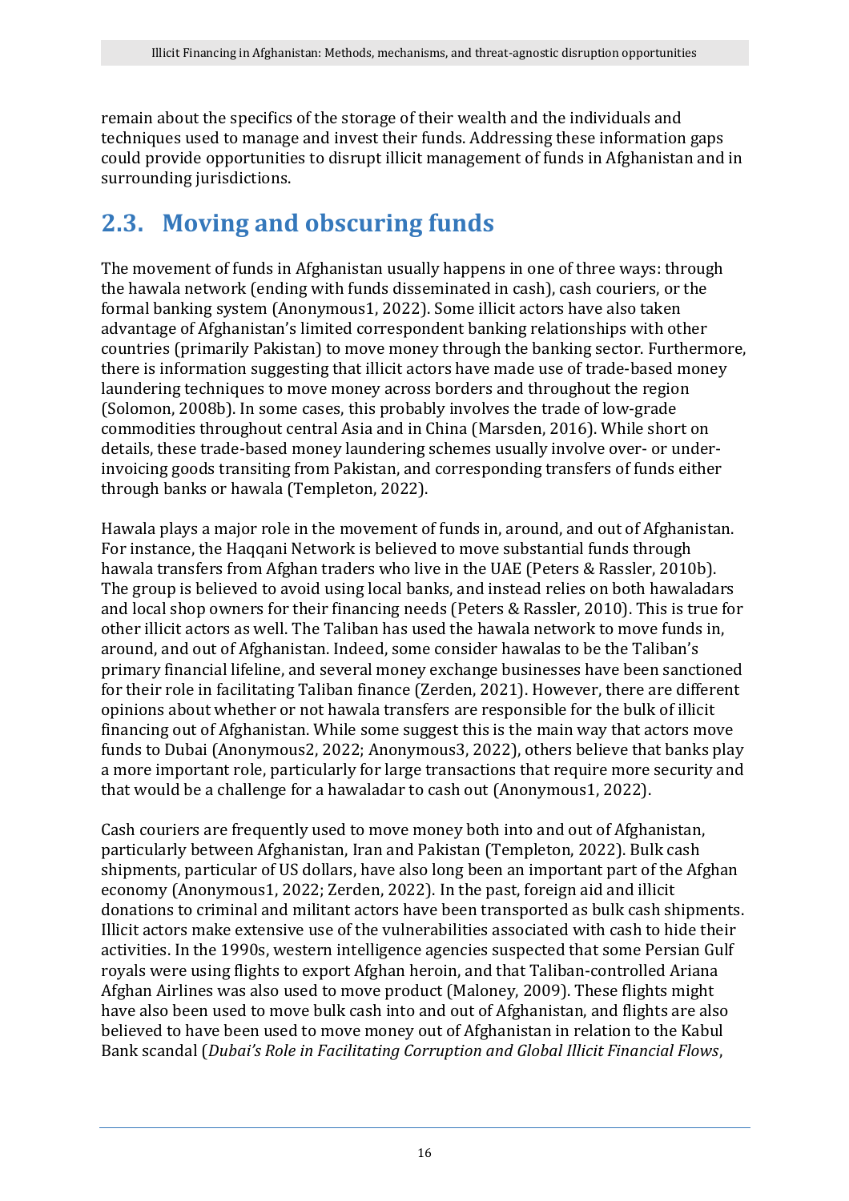remain about the specifics of the storage of their wealth and the individuals and techniques used to manage and invest their funds. Addressing these information gaps could provide opportunities to disrupt illicit management of funds in Afghanistan and in surrounding jurisdictions.

## 2.3. Moving and obscuring funds

The movement of funds in Afghanistan usually happens in one of three ways: through the hawala network (ending with funds disseminated in cash), cash couriers, or the formal banking system (Anonymous1, 2022). Some illicit actors have also taken advantage of Afghanistan's limited correspondent banking relationships with other countries (primarily Pakistan) to move money through the banking sector. Furthermore, there is information suggesting that illicit actors have made use of trade-based money laundering techniques to move money across borders and throughout the region (Solomon, 2008b). In some cases, this probably involves the trade of low-grade commodities throughout central Asia and in China (Marsden, 2016). While short on details, these trade-based money laundering schemes usually involve over- or under-invoicing goods transiting from Pakistan, and corresponding transfers of funds either through banks or hawala (Templeton, 2022).

Hawala plays a major role in the movement of funds in, around, and out of Afghanistan. For instance, the Haqqani Network is believed to move substantial funds through hawala transfers from Afghan traders who live in the UAE (Peters & Rassler, 2010b). The group is believed to avoid using local banks, and instead relies on both hawaladars and local shop owners for their financing needs (Peters & Rassler, 2010). This is true for other illicit actors as well. The Taliban has used the hawala network to move funds in, around, and out of Afghanistan. Indeed, some consider hawalas to be the Taliban's primary financial lifeline, and several money exchange businesses have been sanctioned for their role in facilitating Taliban finance (Zerden, 2021). However, there are different opinions about whether or not hawala transfers are responsible for the bulk of illicit financing out of Afghanistan. While some suggest this is the main way that actors move funds to Dubai (Anonymous2, 2022; Anonymous3, 2022), others believe that banks play a more important role, particularly for large transactions that require more security and that would be a challenge for a hawaladar to cash out (Anonymous1, 2022).

Cash couriers are frequently used to move money both into and out of Afghanistan, particularly between Afghanistan, Iran and Pakistan (Templeton, 2022). Bulk cash shipments, particular of US dollars, have also long been an important part of the Afghan economy (Anonymous1, 2022; Zerden, 2022). In the past, foreign aid and illicit donations to criminal and militant actors have been transported as bulk cash shipments. Illicit actors make extensive use of the vulnerabilities associated with cash to hide their activities. In the 1990s, western intelligence agencies suspected that some Persian Gulf royals were using flights to export Afghan heroin, and that Taliban-controlled Ariana Afghan Airlines was also used to move product (Maloney, 2009). These flights might have also been used to move bulk cash into and out of Afghanistan, and flights are also believed to have been used to move money out of Afghanistan in relation to the Kabul Bank scandal (*Dubai's Role in Facilitating Corruption and Global Illicit Financial Flows*,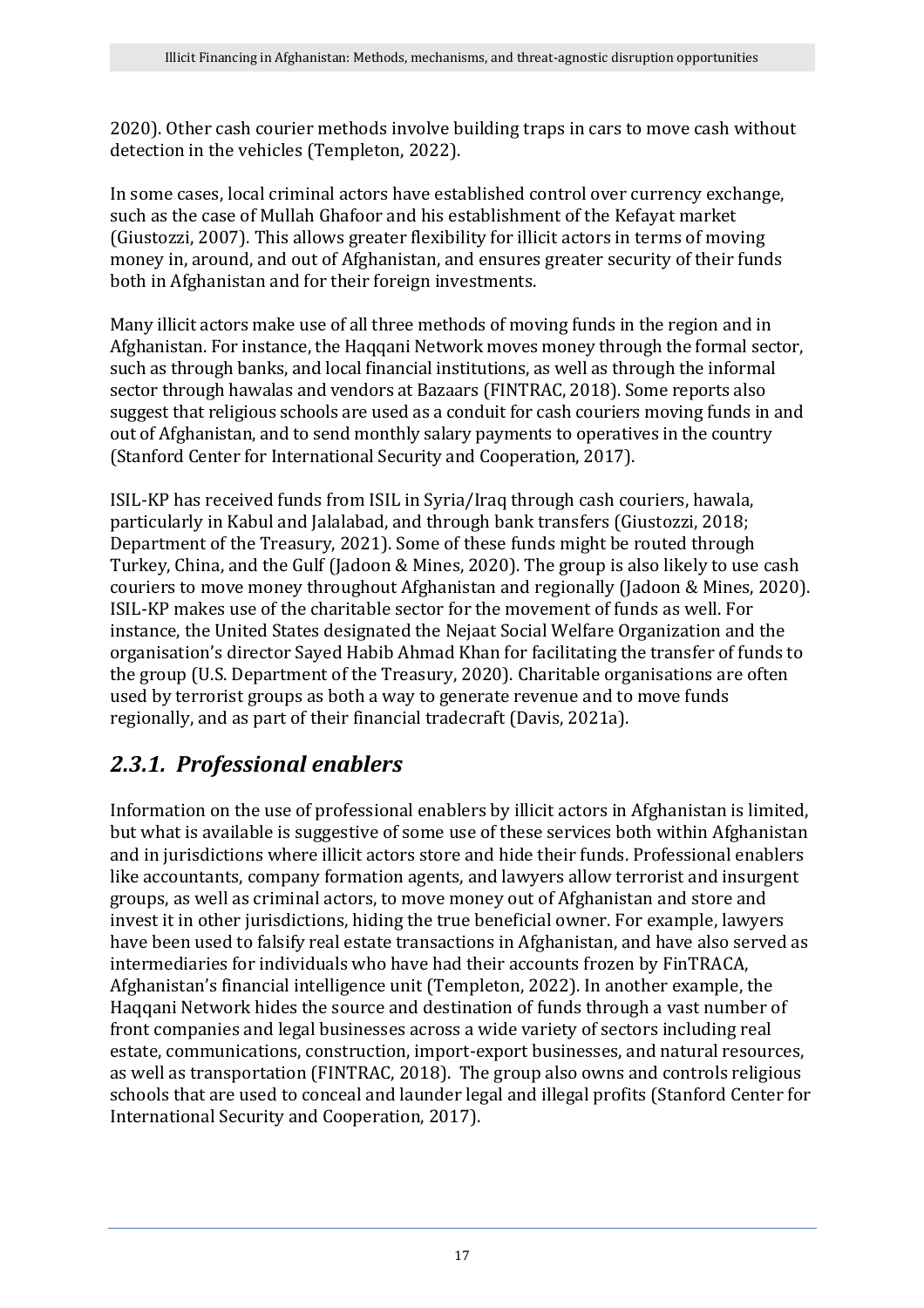2020). Other cash courier methods involve building traps in cars to move cash without detection in the vehicles (Templeton, 2022).

In some cases, local criminal actors have established control over currency exchange, such as the case of Mullah Ghafoor and his establishment of the Kefayat market (Giustozzi, 2007). This allows greater flexibility for illicit actors in terms of moving money in, around, and out of Afghanistan, and ensures greater security of their funds both in Afghanistan and for their foreign investments.

Many illicit actors make use of all three methods of moving funds in the region and in Afghanistan. For instance, the Haqqani Network moves money through the formal sector, such as through banks, and local financial institutions, as well as through the informal sector through hawalas and vendors at Bazaars (FINTRAC, 2018). Some reports also suggest that religious schools are used as a conduit for cash couriers moving funds in and out of Afghanistan, and to send monthly salary payments to operatives in the country (Stanford Center for International Security and Cooperation, 2017).

ISIL-KP has received funds from ISIL in Syria/Iraq through cash couriers, hawala, particularly in Kabul and Jalalabad, and through bank transfers (Giustozzi, 2018; Department of the Treasury, 2021). Some of these funds might be routed through Turkey, China, and the Gulf (Jadoon & Mines, 2020). The group is also likely to use cash couriers to move money throughout Afghanistan and regionally (Jadoon & Mines, 2020). ISIL-KP makes use of the charitable sector for the movement of funds as well. For instance, the United States designated the Nejaat Social Welfare Organization and the organisation's director Sayed Habib Ahmad Khan for facilitating the transfer of funds to the group (U.S. Department of the Treasury, 2020). Charitable organisations are often used by terrorist groups as both a way to generate revenue and to move funds regionally, and as part of their financial tradecraft (Davis, 2021a).

### *2.3.1. Professional enablers*

Information on the use of professional enablers by illicit actors in Afghanistan is limited, but what is available is suggestive of some use of these services both within Afghanistan and in jurisdictions where illicit actors store and hide their funds. Professional enablers like accountants, company formation agents, and lawyers allow terrorist and insurgent groups, as well as criminal actors, to move money out of Afghanistan and store and invest it in other jurisdictions, hiding the true beneficial owner. For example, lawyers have been used to falsify real estate transactions in Afghanistan, and have also served as intermediaries for individuals who have had their accounts frozen by FinTRACA, Afghanistan's financial intelligence unit (Templeton, 2022). In another example, the Haqqani Network hides the source and destination of funds through a vast number of front companies and legal businesses across a wide variety of sectors including real estate, communications, construction, import-export businesses, and natural resources, as well as transportation (FINTRAC, 2018). The group also owns and controls religious schools that are used to conceal and launder legal and illegal profits (Stanford Center for International Security and Cooperation, 2017).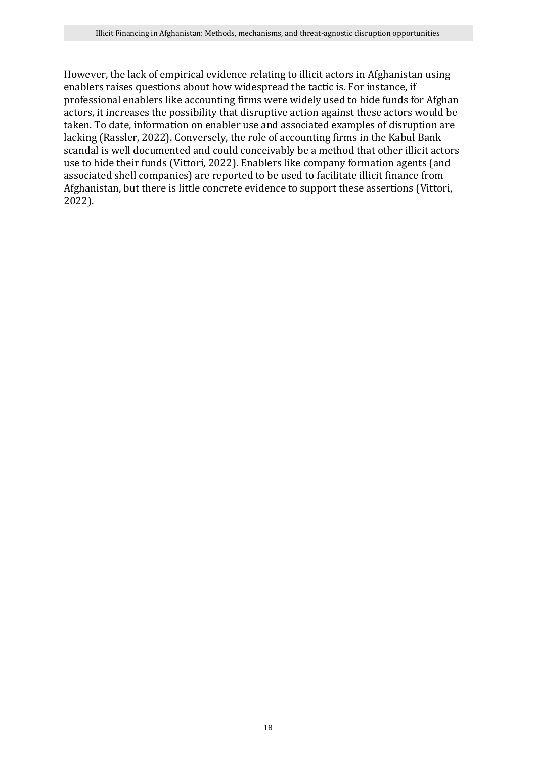However, the lack of empirical evidence relating to illicit actors in Afghanistan using enablers raises questions about how widespread the tactic is. For instance, if professional enablers like accounting firms were widely used to hide funds for Afghan actors, it increases the possibility that disruptive action against these actors would be taken. To date, information on enabler use and associated examples of disruption are lacking (Rassler, 2022). Conversely, the role of accounting firms in the Kabul Bank scandal is well documented and could conceivably be a method that other illicit actors use to hide their funds (Vittori, 2022). Enablers like company formation agents (and associated shell companies) are reported to be used to facilitate illicit finance from Afghanistan, but there is little concrete evidence to support these assertions (Vittori, 2022).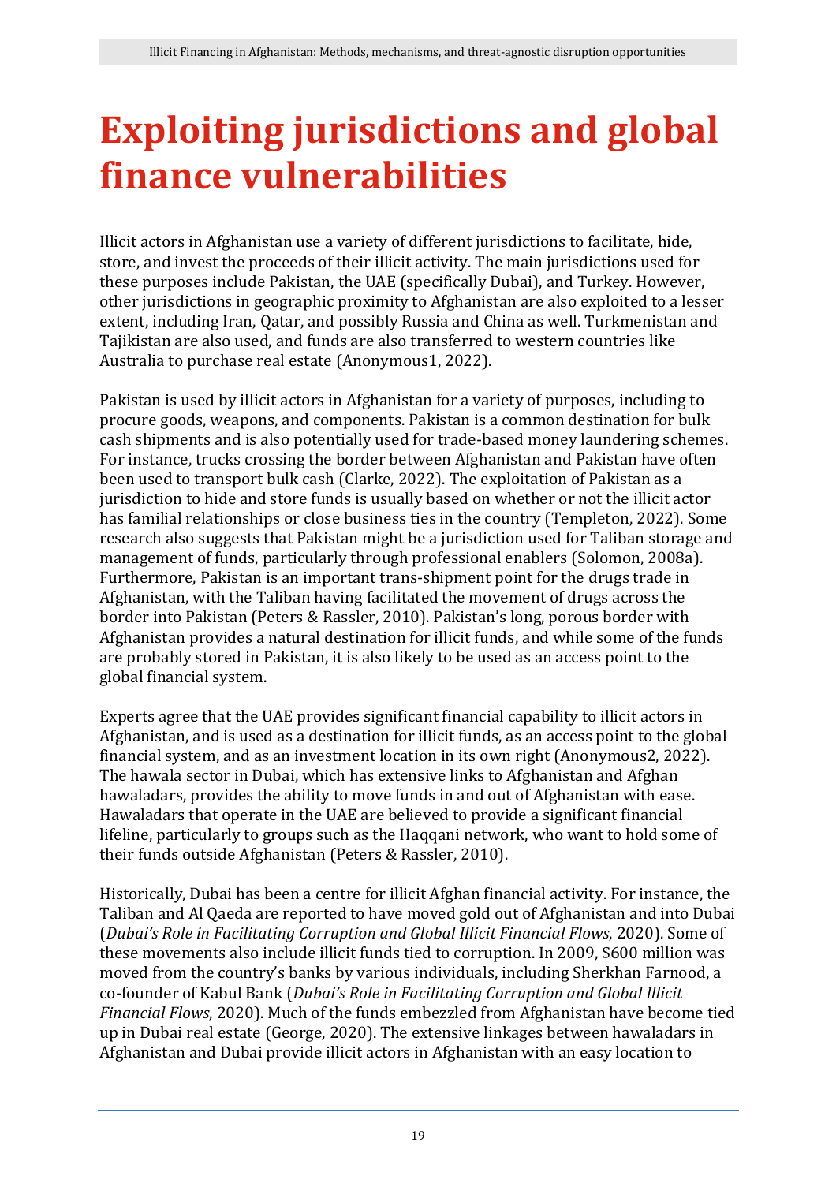# Exploiting jurisdictions and global finance vulnerabilities

Illicit actors in Afghanistan use a variety of different jurisdictions to facilitate, hide, store, and invest the proceeds of their illicit activity. The main jurisdictions used for these purposes include Pakistan, the UAE (specifically Dubai), and Turkey. However, other jurisdictions in geographic proximity to Afghanistan are also exploited to a lesser extent, including Iran, Qatar, and possibly Russia and China as well. Turkmenistan and Tajikistan are also used, and funds are also transferred to western countries like Australia to purchase real estate (Anonymous1, 2022).

Pakistan is used by illicit actors in Afghanistan for a variety of purposes, including to procure goods, weapons, and components. Pakistan is a common destination for bulk cash shipments and is also potentially used for trade-based money laundering schemes. For instance, trucks crossing the border between Afghanistan and Pakistan have often been used to transport bulk cash (Clarke, 2022). The exploitation of Pakistan as a jurisdiction to hide and store funds is usually based on whether or not the illicit actor has familial relationships or close business ties in the country (Templeton, 2022). Some research also suggests that Pakistan might be a jurisdiction used for Taliban storage and management of funds, particularly through professional enablers (Solomon, 2008a). Furthermore, Pakistan is an important trans-shipment point for the drugs trade in Afghanistan, with the Taliban having facilitated the movement of drugs across the border into Pakistan (Peters & Rassler, 2010). Pakistan's long, porous border with Afghanistan provides a natural destination for illicit funds, and while some of the funds are probably stored in Pakistan, it is also likely to be used as an access point to the global financial system.

Experts agree that the UAE provides significant financial capability to illicit actors in Afghanistan, and is used as a destination for illicit funds, as an access point to the global financial system, and as an investment location in its own right (Anonymous2, 2022). The hawala sector in Dubai, which has extensive links to Afghanistan and Afghan hawaladars, provides the ability to move funds in and out of Afghanistan with ease. Hawaladars that operate in the UAE are believed to provide a significant financial lifeline, particularly to groups such as the Haqqani network, who want to hold some of their funds outside Afghanistan (Peters & Rassler, 2010).

Historically, Dubai has been a centre for illicit Afghan financial activity. For instance, the Taliban and Al Qaeda are reported to have moved gold out of Afghanistan and into Dubai (*Dubai's Role in Facilitating Corruption and Global Illicit Financial Flows*, 2020). Some of these movements also include illicit funds tied to corruption. In 2009, $600 million was moved from the country's banks by various individuals, including Sherkhan Farnood, a co-founder of Kabul Bank (*Dubai's Role in Facilitating Corruption and Global Illicit Financial Flows*, 2020). Much of the funds embezzled from Afghanistan have become tied up in Dubai real estate (George, 2020). The extensive linkages between hawaladars in Afghanistan and Dubai provide illicit actors in Afghanistan with an easy location to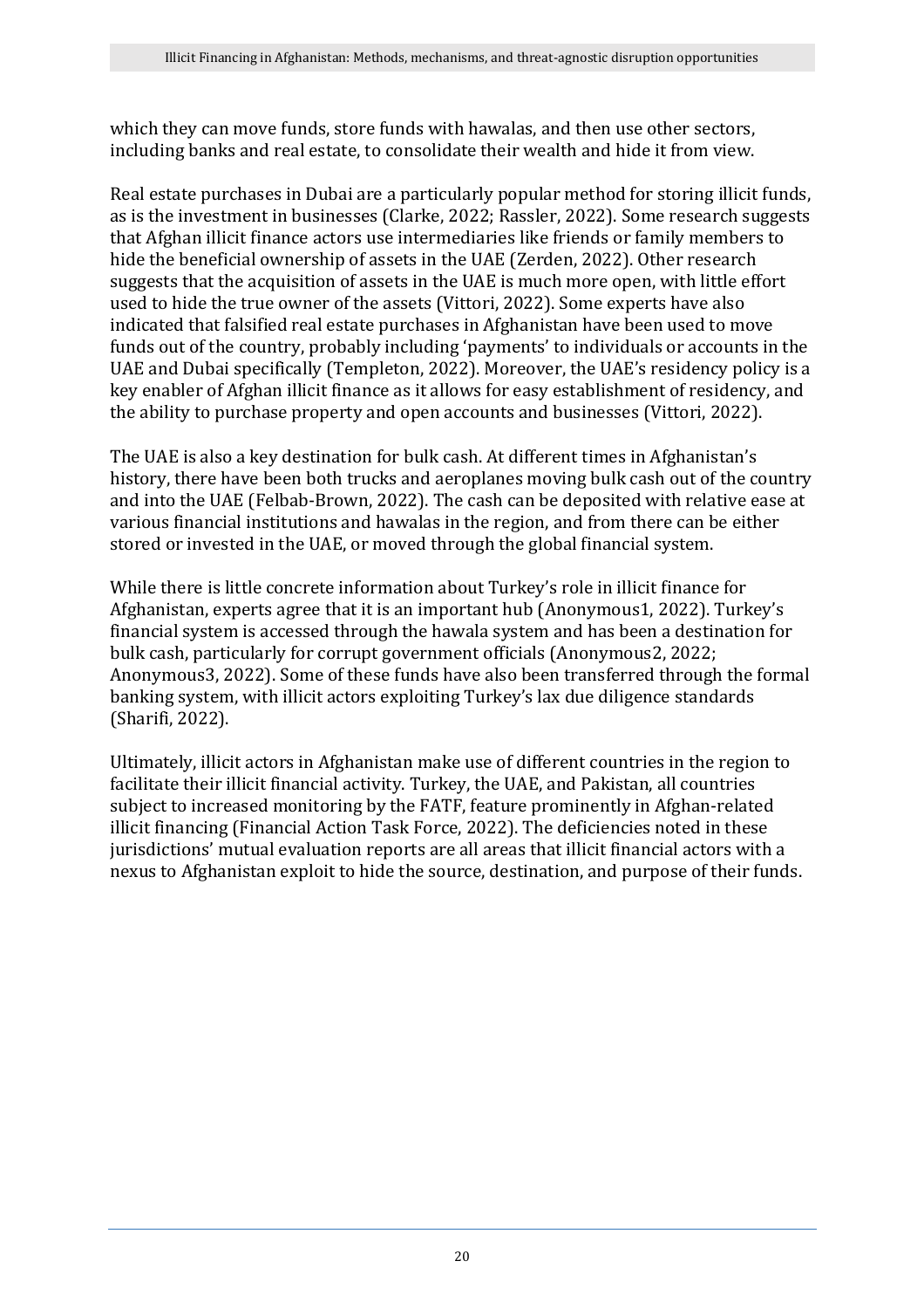which they can move funds, store funds with hawalas, and then use other sectors, including banks and real estate, to consolidate their wealth and hide it from view.

Real estate purchases in Dubai are a particularly popular method for storing illicit funds, as is the investment in businesses (Clarke, 2022; Rassler, 2022). Some research suggests that Afghan illicit finance actors use intermediaries like friends or family members to hide the beneficial ownership of assets in the UAE (Zerden, 2022). Other research suggests that the acquisition of assets in the UAE is much more open, with little effort used to hide the true owner of the assets (Vittori, 2022). Some experts have also indicated that falsified real estate purchases in Afghanistan have been used to move funds out of the country, probably including 'payments' to individuals or accounts in the UAE and Dubai specifically (Templeton, 2022). Moreover, the UAE's residency policy is a key enabler of Afghan illicit finance as it allows for easy establishment of residency, and the ability to purchase property and open accounts and businesses (Vittori, 2022).

The UAE is also a key destination for bulk cash. At different times in Afghanistan's history, there have been both trucks and aeroplanes moving bulk cash out of the country and into the UAE (Felbab-Brown, 2022). The cash can be deposited with relative ease at various financial institutions and hawalas in the region, and from there can be either stored or invested in the UAE, or moved through the global financial system.

While there is little concrete information about Turkey's role in illicit finance for Afghanistan, experts agree that it is an important hub (Anonymous1, 2022). Turkey's financial system is accessed through the hawala system and has been a destination for bulk cash, particularly for corrupt government officials (Anonymous2, 2022; Anonymous3, 2022). Some of these funds have also been transferred through the formal banking system, with illicit actors exploiting Turkey's lax due diligence standards (Sharifi, 2022).

Ultimately, illicit actors in Afghanistan make use of different countries in the region to facilitate their illicit financial activity. Turkey, the UAE, and Pakistan, all countries subject to increased monitoring by the FATF, feature prominently in Afghan-related illicit financing (Financial Action Task Force, 2022). The deficiencies noted in these jurisdictions' mutual evaluation reports are all areas that illicit financial actors with a nexus to Afghanistan exploit to hide the source, destination, and purpose of their funds.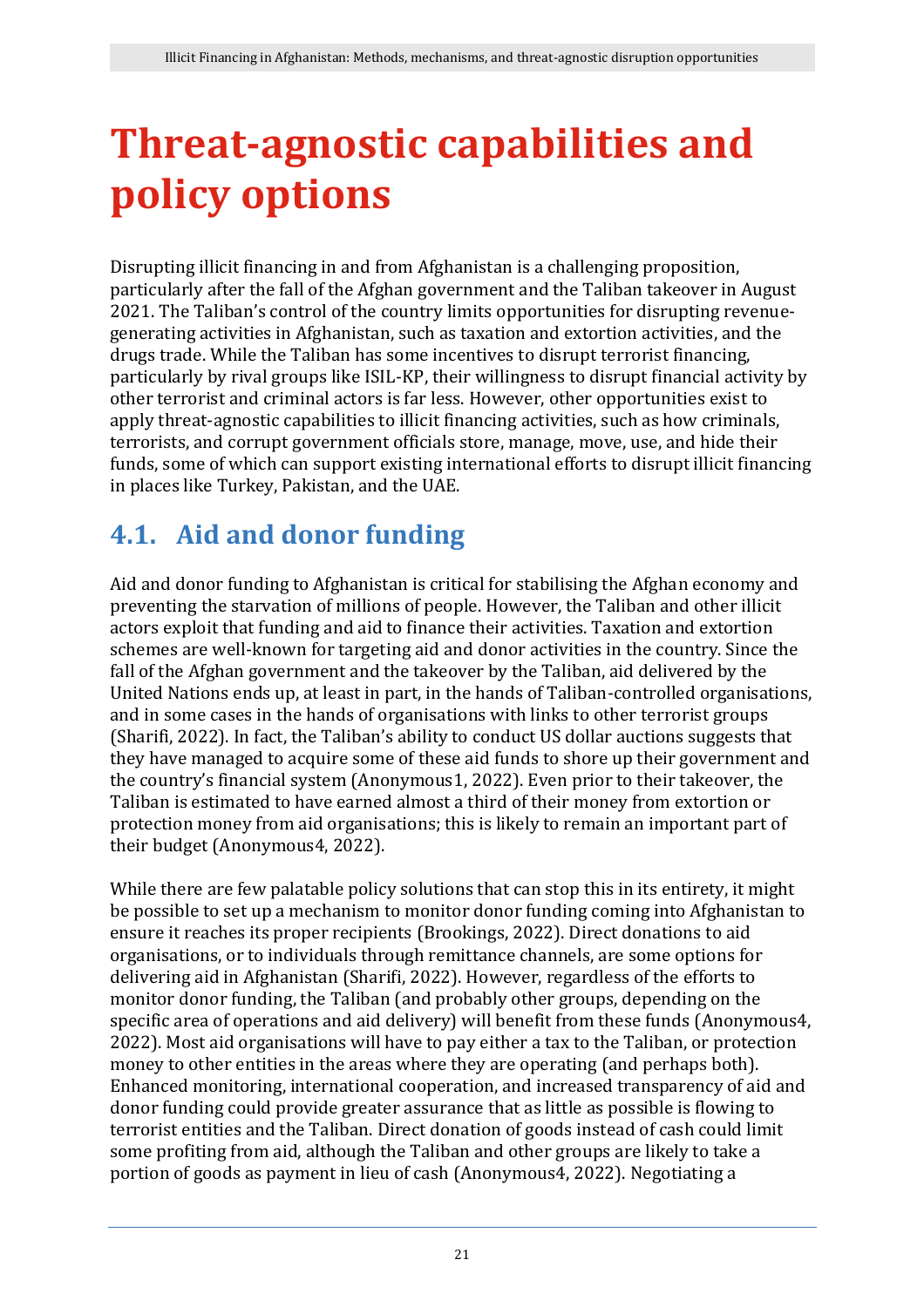# Threat-agnostic capabilities and policy options

Disrupting illicit financing in and from Afghanistan is a challenging proposition, particularly after the fall of the Afghan government and the Taliban takeover in August 2021. The Taliban's control of the country limits opportunities for disrupting revenue-generating activities in Afghanistan, such as taxation and extortion activities, and the drugs trade. While the Taliban has some incentives to disrupt terrorist financing, particularly by rival groups like ISIL-KP, their willingness to disrupt financial activity by other terrorist and criminal actors is far less. However, other opportunities exist to apply threat-agnostic capabilities to illicit financing activities, such as how criminals, terrorists, and corrupt government officials store, manage, move, use, and hide their funds, some of which can support existing international efforts to disrupt illicit financing in places like Turkey, Pakistan, and the UAE.

## 4.1. Aid and donor funding

Aid and donor funding to Afghanistan is critical for stabilising the Afghan economy and preventing the starvation of millions of people. However, the Taliban and other illicit actors exploit that funding and aid to finance their activities. Taxation and extortion schemes are well-known for targeting aid and donor activities in the country. Since the fall of the Afghan government and the takeover by the Taliban, aid delivered by the United Nations ends up, at least in part, in the hands of Taliban-controlled organisations, and in some cases in the hands of organisations with links to other terrorist groups (Sharifi, 2022). In fact, the Taliban's ability to conduct US dollar auctions suggests that they have managed to acquire some of these aid funds to shore up their government and the country's financial system (Anonymous1, 2022). Even prior to their takeover, the Taliban is estimated to have earned almost a third of their money from extortion or protection money from aid organisations; this is likely to remain an important part of their budget (Anonymous4, 2022).

While there are few palatable policy solutions that can stop this in its entirety, it might be possible to set up a mechanism to monitor donor funding coming into Afghanistan to ensure it reaches its proper recipients (Brookings, 2022). Direct donations to aid organisations, or to individuals through remittance channels, are some options for delivering aid in Afghanistan (Sharifi, 2022). However, regardless of the efforts to monitor donor funding, the Taliban (and probably other groups, depending on the specific area of operations and aid delivery) will benefit from these funds (Anonymous4, 2022). Most aid organisations will have to pay either a tax to the Taliban, or protection money to other entities in the areas where they are operating (and perhaps both). Enhanced monitoring, international cooperation, and increased transparency of aid and donor funding could provide greater assurance that as little as possible is flowing to terrorist entities and the Taliban. Direct donation of goods instead of cash could limit some profiting from aid, although the Taliban and other groups are likely to take a portion of goods as payment in lieu of cash (Anonymous4, 2022). Negotiating a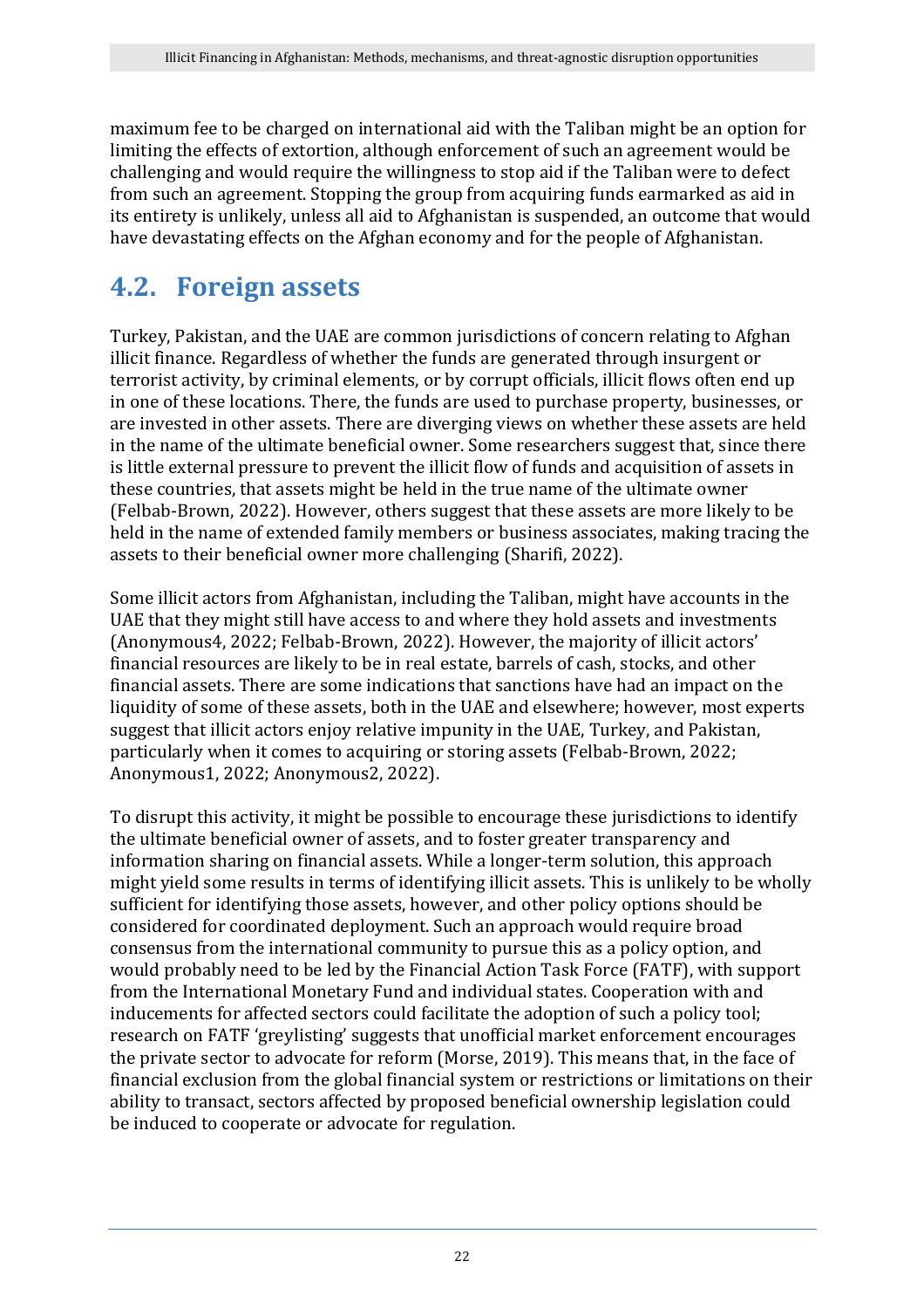maximum fee to be charged on international aid with the Taliban might be an option for limiting the effects of extortion, although enforcement of such an agreement would be challenging and would require the willingness to stop aid if the Taliban were to defect from such an agreement. Stopping the group from acquiring funds earmarked as aid in its entirety is unlikely, unless all aid to Afghanistan is suspended, an outcome that would have devastating effects on the Afghan economy and for the people of Afghanistan.

## 4.2. Foreign assets

Turkey, Pakistan, and the UAE are common jurisdictions of concern relating to Afghan illicit finance. Regardless of whether the funds are generated through insurgent or terrorist activity, by criminal elements, or by corrupt officials, illicit flows often end up in one of these locations. There, the funds are used to purchase property, businesses, or are invested in other assets. There are diverging views on whether these assets are held in the name of the ultimate beneficial owner. Some researchers suggest that, since there is little external pressure to prevent the illicit flow of funds and acquisition of assets in these countries, that assets might be held in the true name of the ultimate owner (Felbab-Brown, 2022). However, others suggest that these assets are more likely to be held in the name of extended family members or business associates, making tracing the assets to their beneficial owner more challenging (Sharifi, 2022).

Some illicit actors from Afghanistan, including the Taliban, might have accounts in the UAE that they might still have access to and where they hold assets and investments (Anonymous4, 2022; Felbab-Brown, 2022). However, the majority of illicit actors' financial resources are likely to be in real estate, barrels of cash, stocks, and other financial assets. There are some indications that sanctions have had an impact on the liquidity of some of these assets, both in the UAE and elsewhere; however, most experts suggest that illicit actors enjoy relative impunity in the UAE, Turkey, and Pakistan, particularly when it comes to acquiring or storing assets (Felbab-Brown, 2022; Anonymous1, 2022; Anonymous2, 2022).

To disrupt this activity, it might be possible to encourage these jurisdictions to identify the ultimate beneficial owner of assets, and to foster greater transparency and information sharing on financial assets. While a longer-term solution, this approach might yield some results in terms of identifying illicit assets. This is unlikely to be wholly sufficient for identifying those assets, however, and other policy options should be considered for coordinated deployment. Such an approach would require broad consensus from the international community to pursue this as a policy option, and would probably need to be led by the Financial Action Task Force (FATF), with support from the International Monetary Fund and individual states. Cooperation with and inducements for affected sectors could facilitate the adoption of such a policy tool; research on FATF 'greylisting' suggests that unofficial market enforcement encourages the private sector to advocate for reform (Morse, 2019). This means that, in the face of financial exclusion from the global financial system or restrictions or limitations on their ability to transact, sectors affected by proposed beneficial ownership legislation could be induced to cooperate or advocate for regulation.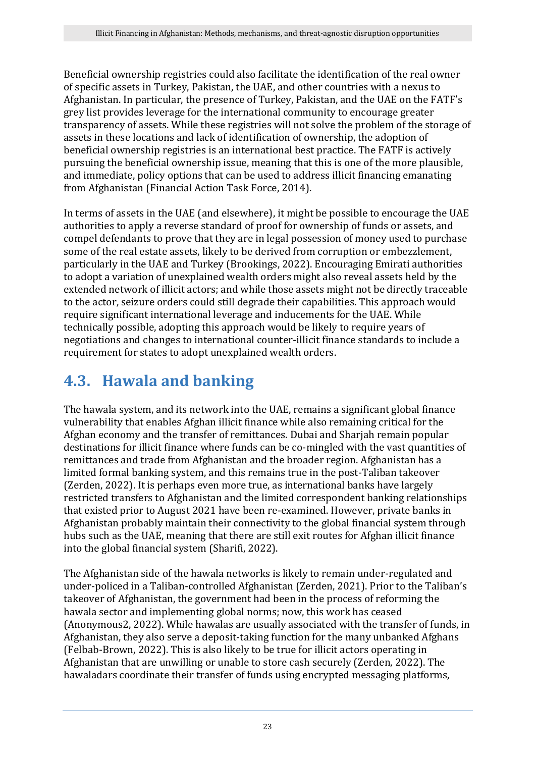Beneficial ownership registries could also facilitate the identification of the real owner of specific assets in Turkey, Pakistan, the UAE, and other countries with a nexus to Afghanistan. In particular, the presence of Turkey, Pakistan, and the UAE on the FATF's grey list provides leverage for the international community to encourage greater transparency of assets. While these registries will not solve the problem of the storage of assets in these locations and lack of identification of ownership, the adoption of beneficial ownership registries is an international best practice. The FATF is actively pursuing the beneficial ownership issue, meaning that this is one of the more plausible, and immediate, policy options that can be used to address illicit financing emanating from Afghanistan (Financial Action Task Force, 2014).

In terms of assets in the UAE (and elsewhere), it might be possible to encourage the UAE authorities to apply a reverse standard of proof for ownership of funds or assets, and compel defendants to prove that they are in legal possession of money used to purchase some of the real estate assets, likely to be derived from corruption or embezzlement, particularly in the UAE and Turkey (Brookings, 2022). Encouraging Emirati authorities to adopt a variation of unexplained wealth orders might also reveal assets held by the extended network of illicit actors; and while those assets might not be directly traceable to the actor, seizure orders could still degrade their capabilities. This approach would require significant international leverage and inducements for the UAE. While technically possible, adopting this approach would be likely to require years of negotiations and changes to international counter-illicit finance standards to include a requirement for states to adopt unexplained wealth orders.

## 4.3. Hawala and banking

The hawala system, and its network into the UAE, remains a significant global finance vulnerability that enables Afghan illicit finance while also remaining critical for the Afghan economy and the transfer of remittances. Dubai and Sharjah remain popular destinations for illicit finance where funds can be co-mingled with the vast quantities of remittances and trade from Afghanistan and the broader region. Afghanistan has a limited formal banking system, and this remains true in the post-Taliban takeover (Zerden, 2022). It is perhaps even more true, as international banks have largely restricted transfers to Afghanistan and the limited correspondent banking relationships that existed prior to August 2021 have been re-examined. However, private banks in Afghanistan probably maintain their connectivity to the global financial system through hubs such as the UAE, meaning that there are still exit routes for Afghan illicit finance into the global financial system (Sharifi, 2022).

The Afghanistan side of the hawala networks is likely to remain under-regulated and under-policed in a Taliban-controlled Afghanistan (Zerden, 2021). Prior to the Taliban's takeover of Afghanistan, the government had been in the process of reforming the hawala sector and implementing global norms; now, this work has ceased (Anonymous2, 2022). While hawalas are usually associated with the transfer of funds, in Afghanistan, they also serve a deposit-taking function for the many unbanked Afghans (Felbab-Brown, 2022). This is also likely to be true for illicit actors operating in Afghanistan that are unwilling or unable to store cash securely (Zerden, 2022). The hawaladars coordinate their transfer of funds using encrypted messaging platforms,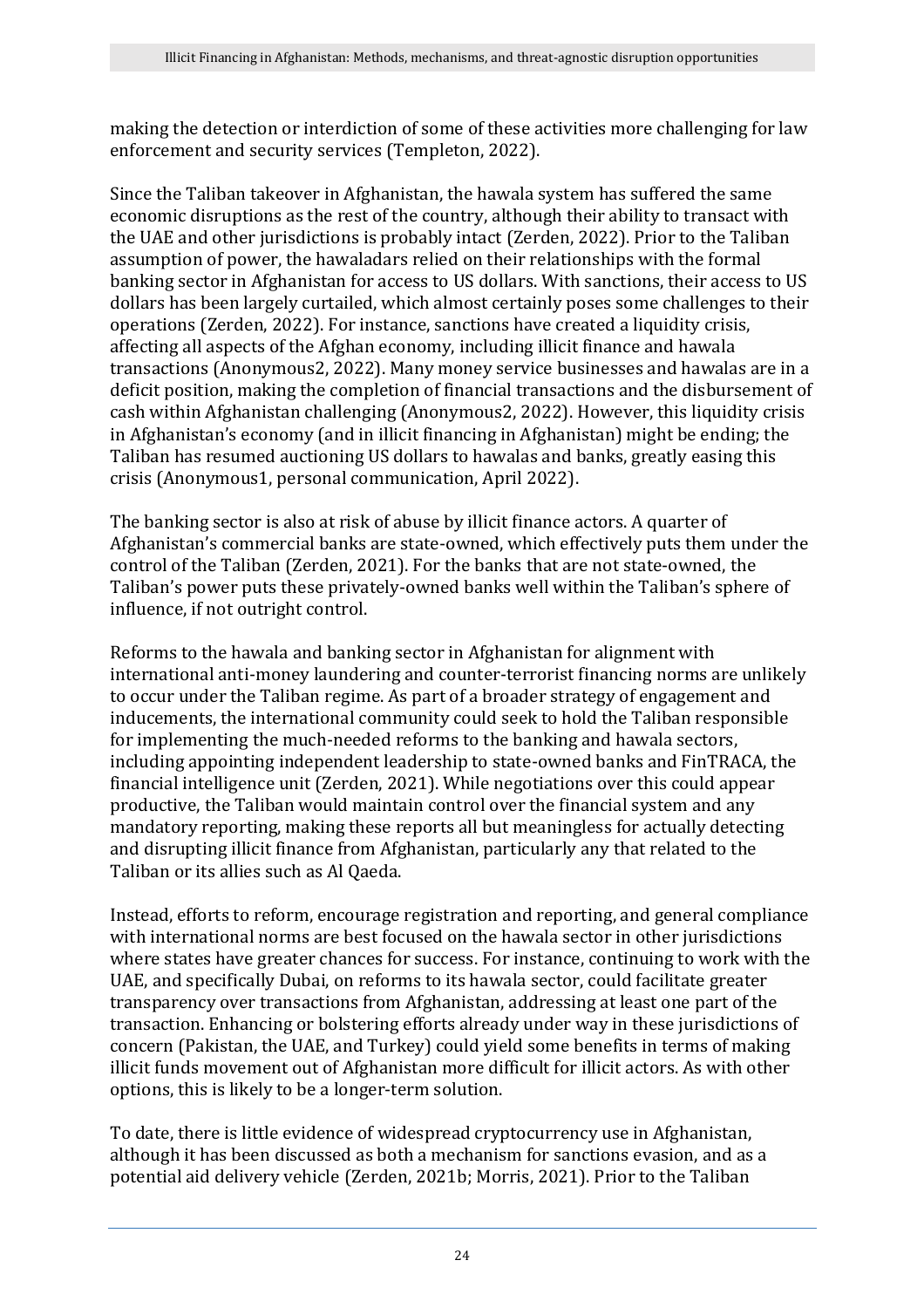making the detection or interdiction of some of these activities more challenging for law enforcement and security services (Templeton, 2022).

Since the Taliban takeover in Afghanistan, the hawala system has suffered the same economic disruptions as the rest of the country, although their ability to transact with the UAE and other jurisdictions is probably intact (Zerden, 2022). Prior to the Taliban assumption of power, the hawaladars relied on their relationships with the formal banking sector in Afghanistan for access to US dollars. With sanctions, their access to US dollars has been largely curtailed, which almost certainly poses some challenges to their operations (Zerden, 2022). For instance, sanctions have created a liquidity crisis, affecting all aspects of the Afghan economy, including illicit finance and hawala transactions (Anonymous2, 2022). Many money service businesses and hawalas are in a deficit position, making the completion of financial transactions and the disbursement of cash within Afghanistan challenging (Anonymous2, 2022). However, this liquidity crisis in Afghanistan's economy (and in illicit financing in Afghanistan) might be ending; the Taliban has resumed auctioning US dollars to hawalas and banks, greatly easing this crisis (Anonymous1, personal communication, April 2022).

The banking sector is also at risk of abuse by illicit finance actors. A quarter of Afghanistan's commercial banks are state-owned, which effectively puts them under the control of the Taliban (Zerden, 2021). For the banks that are not state-owned, the Taliban's power puts these privately-owned banks well within the Taliban's sphere of influence, if not outright control.

Reforms to the hawala and banking sector in Afghanistan for alignment with international anti-money laundering and counter-terrorist financing norms are unlikely to occur under the Taliban regime. As part of a broader strategy of engagement and inducements, the international community could seek to hold the Taliban responsible for implementing the much-needed reforms to the banking and hawala sectors, including appointing independent leadership to state-owned banks and FinTRACA, the financial intelligence unit (Zerden, 2021). While negotiations over this could appear productive, the Taliban would maintain control over the financial system and any mandatory reporting, making these reports all but meaningless for actually detecting and disrupting illicit finance from Afghanistan, particularly any that related to the Taliban or its allies such as Al Qaeda.

Instead, efforts to reform, encourage registration and reporting, and general compliance with international norms are best focused on the hawala sector in other jurisdictions where states have greater chances for success. For instance, continuing to work with the UAE, and specifically Dubai, on reforms to its hawala sector, could facilitate greater transparency over transactions from Afghanistan, addressing at least one part of the transaction. Enhancing or bolstering efforts already under way in these jurisdictions of concern (Pakistan, the UAE, and Turkey) could yield some benefits in terms of making illicit funds movement out of Afghanistan more difficult for illicit actors. As with other options, this is likely to be a longer-term solution.

To date, there is little evidence of widespread cryptocurrency use in Afghanistan, although it has been discussed as both a mechanism for sanctions evasion, and as a potential aid delivery vehicle (Zerden, 2021b; Morris, 2021). Prior to the Taliban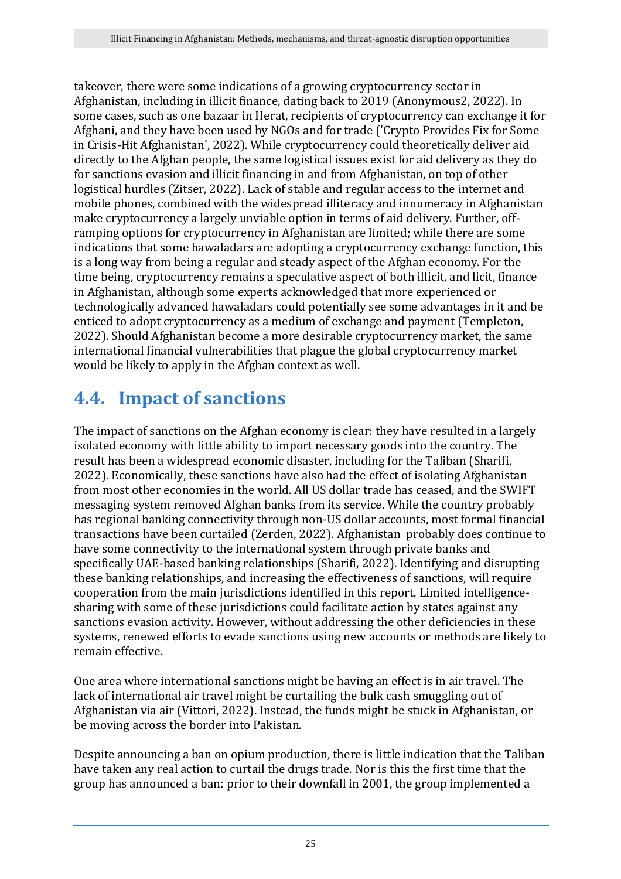takeover, there were some indications of a growing cryptocurrency sector in Afghanistan, including in illicit finance, dating back to 2019 (Anonymous2, 2022). In some cases, such as one bazaar in Herat, recipients of cryptocurrency can exchange it for Afghani, and they have been used by NGOs and for trade ('Crypto Provides Fix for Some in Crisis-Hit Afghanistan', 2022). While cryptocurrency could theoretically deliver aid directly to the Afghan people, the same logistical issues exist for aid delivery as they do for sanctions evasion and illicit financing in and from Afghanistan, on top of other logistical hurdles (Zitser, 2022). Lack of stable and regular access to the internet and mobile phones, combined with the widespread illiteracy and innumeracy in Afghanistan make cryptocurrency a largely unviable option in terms of aid delivery. Further, off-ramping options for cryptocurrency in Afghanistan are limited; while there are some indications that some hawaladars are adopting a cryptocurrency exchange function, this is a long way from being a regular and steady aspect of the Afghan economy. For the time being, cryptocurrency remains a speculative aspect of both illicit, and licit, finance in Afghanistan, although some experts acknowledged that more experienced or technologically advanced hawaladars could potentially see some advantages in it and be enticed to adopt cryptocurrency as a medium of exchange and payment (Templeton, 2022). Should Afghanistan become a more desirable cryptocurrency market, the same international financial vulnerabilities that plague the global cryptocurrency market would be likely to apply in the Afghan context as well.

## 4.4. Impact of sanctions

The impact of sanctions on the Afghan economy is clear: they have resulted in a largely isolated economy with little ability to import necessary goods into the country. The result has been a widespread economic disaster, including for the Taliban (Sharifi, 2022). Economically, these sanctions have also had the effect of isolating Afghanistan from most other economies in the world. All US dollar trade has ceased, and the SWIFT messaging system removed Afghan banks from its service. While the country probably has regional banking connectivity through non-US dollar accounts, most formal financial transactions have been curtailed (Zerden, 2022). Afghanistan probably does continue to have some connectivity to the international system through private banks and specifically UAE-based banking relationships (Sharifi, 2022). Identifying and disrupting these banking relationships, and increasing the effectiveness of sanctions, will require cooperation from the main jurisdictions identified in this report. Limited intelligence-sharing with some of these jurisdictions could facilitate action by states against any sanctions evasion activity. However, without addressing the other deficiencies in these systems, renewed efforts to evade sanctions using new accounts or methods are likely to remain effective.

One area where international sanctions might be having an effect is in air travel. The lack of international air travel might be curtailing the bulk cash smuggling out of Afghanistan via air (Vittori, 2022). Instead, the funds might be stuck in Afghanistan, or be moving across the border into Pakistan.

Despite announcing a ban on opium production, there is little indication that the Taliban have taken any real action to curtail the drugs trade. Nor is this the first time that the group has announced a ban: prior to their downfall in 2001, the group implemented a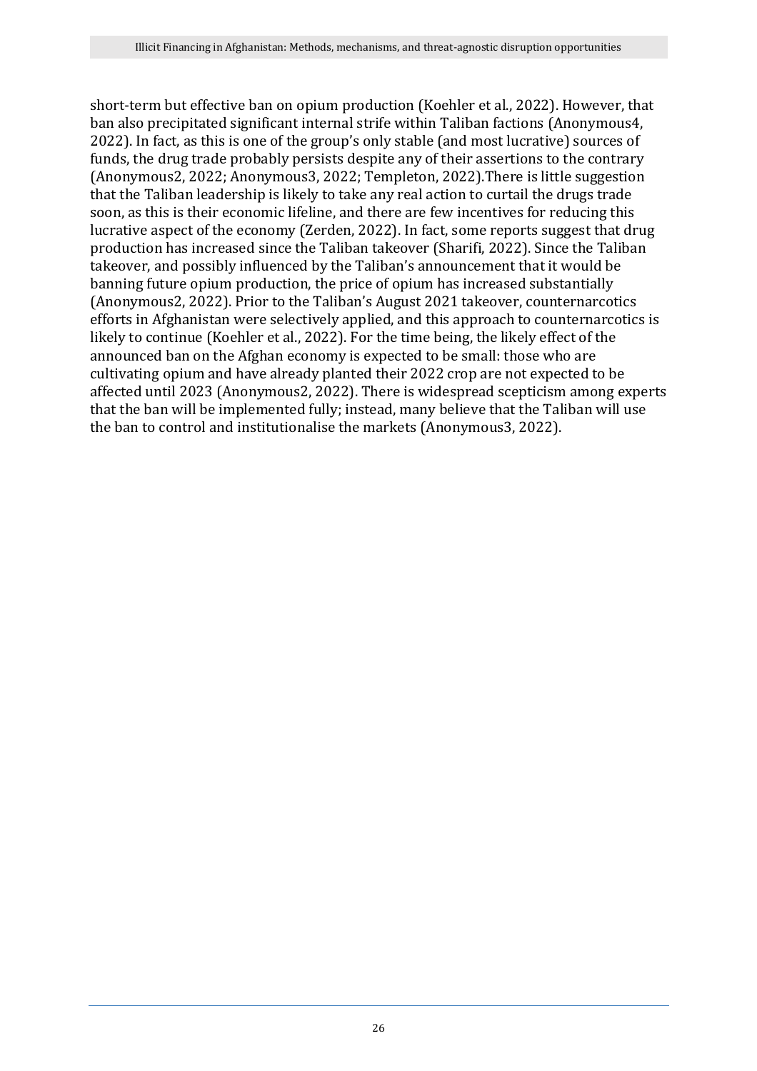short-term but effective ban on opium production (Koehler et al., 2022). However, that ban also precipitated significant internal strife within Taliban factions (Anonymous4, 2022). In fact, as this is one of the group's only stable (and most lucrative) sources of funds, the drug trade probably persists despite any of their assertions to the contrary (Anonymous2, 2022; Anonymous3, 2022; Templeton, 2022).There is little suggestion that the Taliban leadership is likely to take any real action to curtail the drugs trade soon, as this is their economic lifeline, and there are few incentives for reducing this lucrative aspect of the economy (Zerden, 2022). In fact, some reports suggest that drug production has increased since the Taliban takeover (Sharifi, 2022). Since the Taliban takeover, and possibly influenced by the Taliban's announcement that it would be banning future opium production, the price of opium has increased substantially (Anonymous2, 2022). Prior to the Taliban's August 2021 takeover, counternarcotics efforts in Afghanistan were selectively applied, and this approach to counternarcotics is likely to continue (Koehler et al., 2022). For the time being, the likely effect of the announced ban on the Afghan economy is expected to be small: those who are cultivating opium and have already planted their 2022 crop are not expected to be affected until 2023 (Anonymous2, 2022). There is widespread scepticism among experts that the ban will be implemented fully; instead, many believe that the Taliban will use the ban to control and institutionalise the markets (Anonymous3, 2022).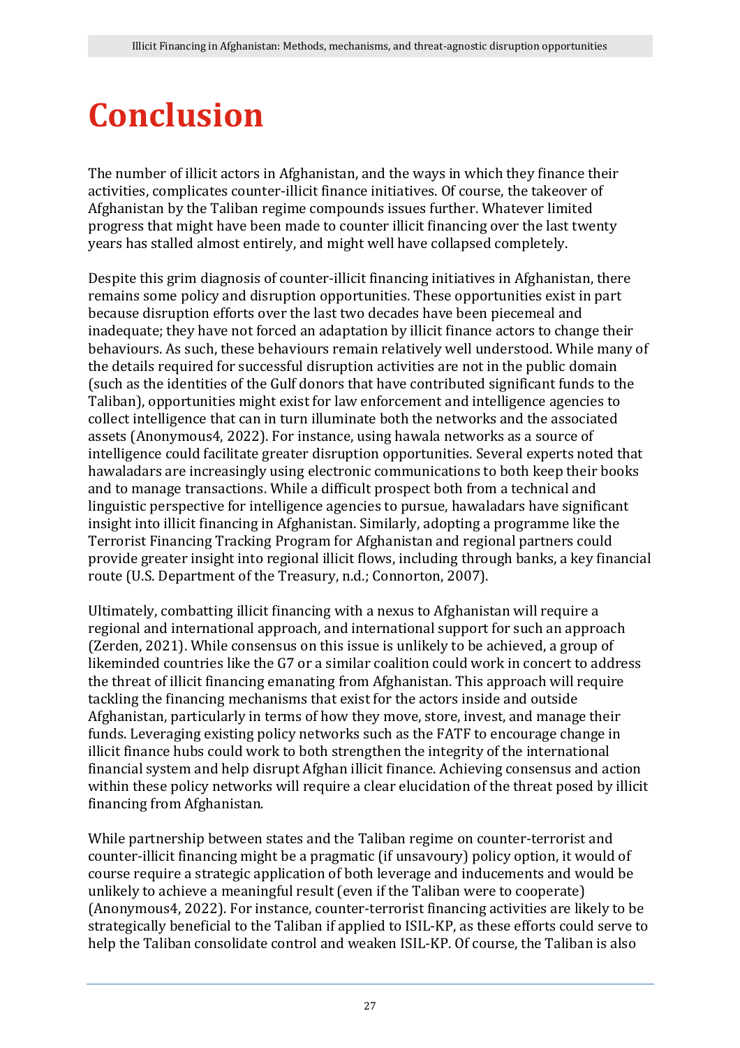# Conclusion

The number of illicit actors in Afghanistan, and the ways in which they finance their activities, complicates counter-illicit finance initiatives. Of course, the takeover of Afghanistan by the Taliban regime compounds issues further. Whatever limited progress that might have been made to counter illicit financing over the last twenty years has stalled almost entirely, and might well have collapsed completely.

Despite this grim diagnosis of counter-illicit financing initiatives in Afghanistan, there remains some policy and disruption opportunities. These opportunities exist in part because disruption efforts over the last two decades have been piecemeal and inadequate; they have not forced an adaptation by illicit finance actors to change their behaviours. As such, these behaviours remain relatively well understood. While many of the details required for successful disruption activities are not in the public domain (such as the identities of the Gulf donors that have contributed significant funds to the Taliban), opportunities might exist for law enforcement and intelligence agencies to collect intelligence that can in turn illuminate both the networks and the associated assets (Anonymous4, 2022). For instance, using hawala networks as a source of intelligence could facilitate greater disruption opportunities. Several experts noted that hawaladars are increasingly using electronic communications to both keep their books and to manage transactions. While a difficult prospect both from a technical and linguistic perspective for intelligence agencies to pursue, hawaladars have significant insight into illicit financing in Afghanistan. Similarly, adopting a programme like the Terrorist Financing Tracking Program for Afghanistan and regional partners could provide greater insight into regional illicit flows, including through banks, a key financial route (U.S. Department of the Treasury, n.d.; Connorton, 2007).

Ultimately, combatting illicit financing with a nexus to Afghanistan will require a regional and international approach, and international support for such an approach (Zerden, 2021). While consensus on this issue is unlikely to be achieved, a group of likeminded countries like the G7 or a similar coalition could work in concert to address the threat of illicit financing emanating from Afghanistan. This approach will require tackling the financing mechanisms that exist for the actors inside and outside Afghanistan, particularly in terms of how they move, store, invest, and manage their funds. Leveraging existing policy networks such as the FATF to encourage change in illicit finance hubs could work to both strengthen the integrity of the international financial system and help disrupt Afghan illicit finance. Achieving consensus and action within these policy networks will require a clear elucidation of the threat posed by illicit financing from Afghanistan.

While partnership between states and the Taliban regime on counter-terrorist and counter-illicit financing might be a pragmatic (if unsavoury) policy option, it would of course require a strategic application of both leverage and inducements and would be unlikely to achieve a meaningful result (even if the Taliban were to cooperate) (Anonymous4, 2022). For instance, counter-terrorist financing activities are likely to be strategically beneficial to the Taliban if applied to ISIL-KP, as these efforts could serve to help the Taliban consolidate control and weaken ISIL-KP. Of course, the Taliban is also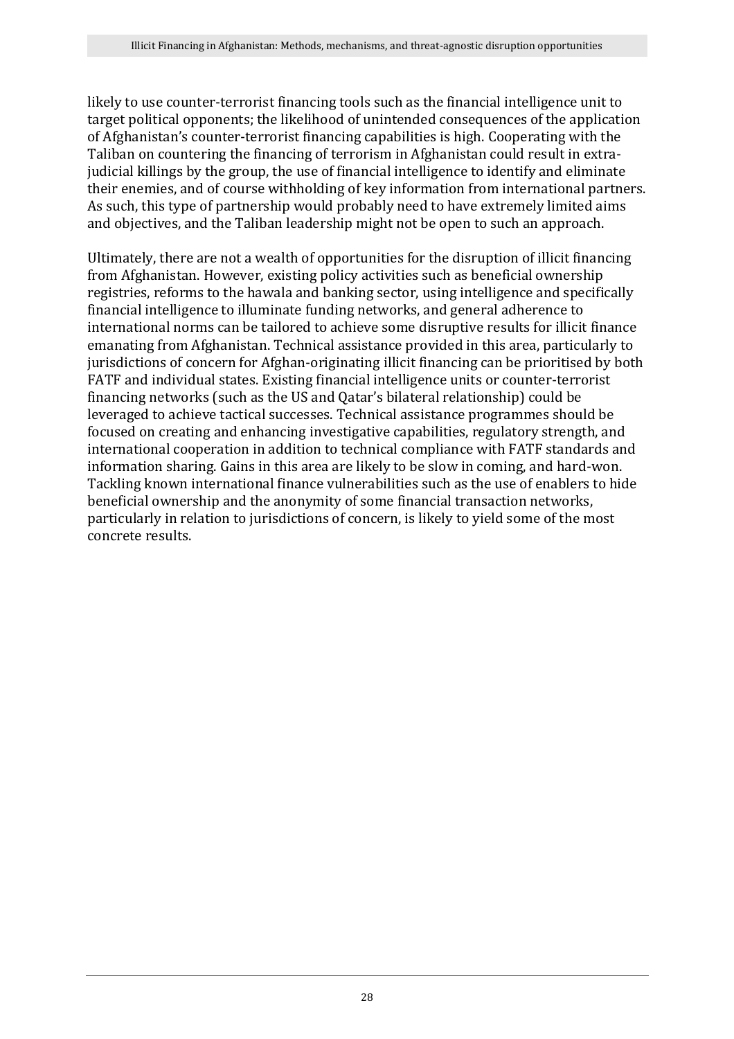likely to use counter-terrorist financing tools such as the financial intelligence unit to target political opponents; the likelihood of unintended consequences of the application of Afghanistan's counter-terrorist financing capabilities is high. Cooperating with the Taliban on countering the financing of terrorism in Afghanistan could result in extra-judicial killings by the group, the use of financial intelligence to identify and eliminate their enemies, and of course withholding of key information from international partners. As such, this type of partnership would probably need to have extremely limited aims and objectives, and the Taliban leadership might not be open to such an approach.

Ultimately, there are not a wealth of opportunities for the disruption of illicit financing from Afghanistan. However, existing policy activities such as beneficial ownership registries, reforms to the hawala and banking sector, using intelligence and specifically financial intelligence to illuminate funding networks, and general adherence to international norms can be tailored to achieve some disruptive results for illicit finance emanating from Afghanistan. Technical assistance provided in this area, particularly to jurisdictions of concern for Afghan-originating illicit financing can be prioritised by both FATF and individual states. Existing financial intelligence units or counter-terrorist financing networks (such as the US and Qatar's bilateral relationship) could be leveraged to achieve tactical successes. Technical assistance programmes should be focused on creating and enhancing investigative capabilities, regulatory strength, and international cooperation in addition to technical compliance with FATF standards and information sharing. Gains in this area are likely to be slow in coming, and hard-won. Tackling known international finance vulnerabilities such as the use of enablers to hide beneficial ownership and the anonymity of some financial transaction networks, particularly in relation to jurisdictions of concern, is likely to yield some of the most concrete results.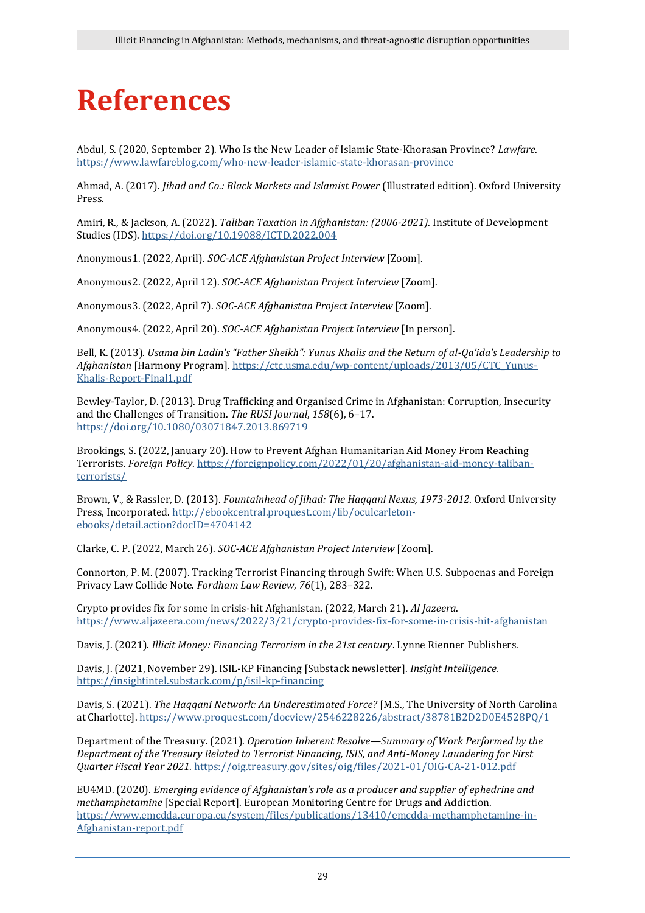# References

Abdul, S. (2020, September 2). Who Is the New Leader of Islamic State-Khorasan Province? *Lawfare*. https://www.lawfareblog.com/who-new-leader-islamic-state-khorasan-province

Ahmad, A. (2017). *Jihad and Co.: Black Markets and Islamist Power* (Illustrated edition). Oxford University Press.

Amiri, R., & Jackson, A. (2022). *Taliban Taxation in Afghanistan: (2006-2021)*. Institute of Development Studies (IDS). https://doi.org/10.19088/ICTD.2022.004

Anonymous1. (2022, April). *SOC-ACE Afghanistan Project Interview* [Zoom].

Anonymous2. (2022, April 12). *SOC-ACE Afghanistan Project Interview* [Zoom].

Anonymous3. (2022, April 7). *SOC-ACE Afghanistan Project Interview* [Zoom].

Anonymous4. (2022, April 20). *SOC-ACE Afghanistan Project Interview* [In person].

Bell, K. (2013). *Usama bin Ladin's "Father Sheikh": Yunus Khalis and the Return of al-Qa'ida's Leadership to Afghanistan* [Harmony Program]. https://ctc.usma.edu/wp-content/uploads/2013/05/CTC_Yunus-Khalis-Report-Final1.pdf

Bewley-Taylor, D. (2013). Drug Trafficking and Organised Crime in Afghanistan: Corruption, Insecurity and the Challenges of Transition. *The RUSI Journal*, *158*(6), 6–17. https://doi.org/10.1080/03071847.2013.869719

Brookings, S. (2022, January 20). How to Prevent Afghan Humanitarian Aid Money From Reaching Terrorists. *Foreign Policy*. https://foreignpolicy.com/2022/01/20/afghanistan-aid-money-taliban-terrorists/

Brown, V., & Rassler, D. (2013). *Fountainhead of Jihad: The Haqqani Nexus, 1973-2012*. Oxford University Press, Incorporated. http://ebookcentral.proquest.com/lib/oculcarleton-ebooks/detail.action?docID=4704142

Clarke, C. P. (2022, March 26). *SOC-ACE Afghanistan Project Interview* [Zoom].

Connorton, P. M. (2007). Tracking Terrorist Financing through Swift: When U.S. Subpoenas and Foreign Privacy Law Collide Note. *Fordham Law Review*, *76*(1), 283–322.

Crypto provides fix for some in crisis-hit Afghanistan. (2022, March 21). *Al Jazeera*. https://www.aljazeera.com/news/2022/3/21/crypto-provides-fix-for-some-in-crisis-hit-afghanistan

Davis, J. (2021). *Illicit Money: Financing Terrorism in the 21st century*. Lynne Rienner Publishers.

Davis, J. (2021, November 29). ISIL-KP Financing [Substack newsletter]. *Insight Intelligence*. https://insightintel.substack.com/p/isil-kp-financing

Davis, S. (2021). *The Haqqani Network: An Underestimated Force?* [M.S., The University of North Carolina at Charlotte]. https://www.proquest.com/docview/2546228226/abstract/38781B2D2D0E4528PQ/1

Department of the Treasury. (2021). *Operation Inherent Resolve—Summary of Work Performed by the Department of the Treasury Related to Terrorist Financing, ISIS, and Anti-Money Laundering for First Quarter Fiscal Year 2021*. https://oig.treasury.gov/sites/oig/files/2021-01/OIG-CA-21-012.pdf

EU4MD. (2020). *Emerging evidence of Afghanistan's role as a producer and supplier of ephedrine and methamphetamine* [Special Report]. European Monitoring Centre for Drugs and Addiction. https://www.emcdda.europa.eu/system/files/publications/13410/emcdda-methamphetamine-in-Afghanistan-report.pdf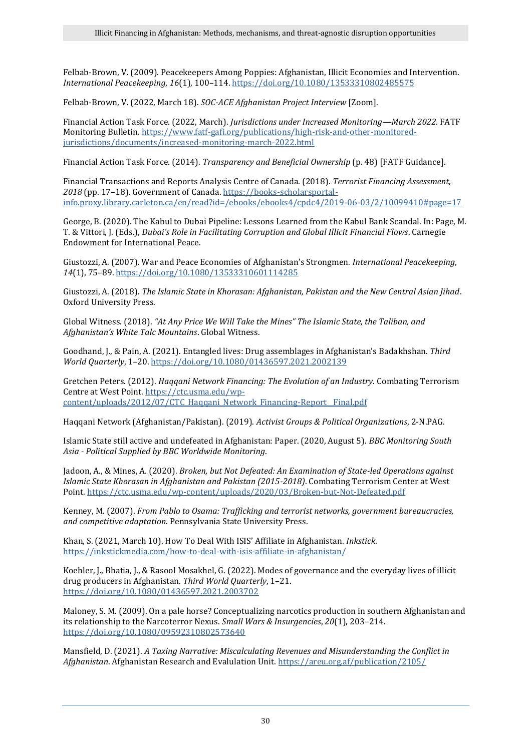Felbab-Brown, V. (2009). Peacekeepers Among Poppies: Afghanistan, Illicit Economies and Intervention. *International Peacekeeping*, *16*(1), 100–114. https://doi.org/10.1080/13533310802485575

Felbab-Brown, V. (2022, March 18). *SOC-ACE Afghanistan Project Interview* [Zoom].

Financial Action Task Force. (2022, March). *Jurisdictions under Increased Monitoring—March 2022*. FATF Monitoring Bulletin. https://www.fatf-gafi.org/publications/high-risk-and-other-monitored-jurisdictions/documents/increased-monitoring-march-2022.html

Financial Action Task Force. (2014). *Transparency and Beneficial Ownership* (p. 48) [FATF Guidance].

Financial Transactions and Reports Analysis Centre of Canada. (2018). *Terrorist Financing Assessment, 2018* (pp. 17–18). Government of Canada. https://books-scholarsportal-info.proxy.library.carleton.ca/en/read?id=/ebooks/ebooks4/cpdc4/2019-06-03/2/10099410#page=17

George, B. (2020). The Kabul to Dubai Pipeline: Lessons Learned from the Kabul Bank Scandal. In: Page, M. T. & Vittori, J. (Eds.), *Dubai's Role in Facilitating Corruption and Global Illicit Financial Flows*. Carnegie Endowment for International Peace.

Giustozzi, A. (2007). War and Peace Economies of Afghanistan's Strongmen. *International Peacekeeping*, *14*(1), 75–89. https://doi.org/10.1080/13533310601114285

Giustozzi, A. (2018). *The Islamic State in Khorasan: Afghanistan, Pakistan and the New Central Asian Jihad*. Oxford University Press.

Global Witness. (2018). *"At Any Price We Will Take the Mines" The Islamic State, the Taliban, and Afghanistan's White Talc Mountains*. Global Witness.

Goodhand, J., & Pain, A. (2021). Entangled lives: Drug assemblages in Afghanistan's Badakhshan. *Third World Quarterly*, 1–20. https://doi.org/10.1080/01436597.2021.2002139

Gretchen Peters. (2012). *Haqqani Network Financing: The Evolution of an Industry*. Combating Terrorism Centre at West Point. https://ctc.usma.edu/wp-content/uploads/2012/07/CTC_Haqqani_Network_Financing-Report__Final.pdf

Haqqani Network (Afghanistan/Pakistan). (2019). *Activist Groups & Political Organizations*, 2-N.PAG.

Islamic State still active and undefeated in Afghanistan: Paper. (2020, August 5). *BBC Monitoring South Asia - Political Supplied by BBC Worldwide Monitoring*.

Jadoon, A., & Mines, A. (2020). *Broken, but Not Defeated: An Examination of State-led Operations against Islamic State Khorasan in Afghanistan and Pakistan (2015-2018)*. Combating Terrorism Center at West Point. https://ctc.usma.edu/wp-content/uploads/2020/03/Broken-but-Not-Defeated.pdf

Kenney, M. (2007). *From Pablo to Osama: Trafficking and terrorist networks, government bureaucracies, and competitive adaptation*. Pennsylvania State University Press.

Khan, S. (2021, March 10). How To Deal With ISIS' Affiliate in Afghanistan. *Inkstick*. https://inkstickmedia.com/how-to-deal-with-isis-affiliate-in-afghanistan/

Koehler, J., Bhatia, J., & Rasool Mosakhel, G. (2022). Modes of governance and the everyday lives of illicit drug producers in Afghanistan. *Third World Quarterly*, 1–21. https://doi.org/10.1080/01436597.2021.2003702

Maloney, S. M. (2009). On a pale horse? Conceptualizing narcotics production in southern Afghanistan and its relationship to the Narcoterror Nexus. *Small Wars & Insurgencies*, *20*(1), 203–214. https://doi.org/10.1080/09592310802573640

Mansfield, D. (2021). *A Taxing Narrative: Miscalculating Revenues and Misunderstanding the Conflict in Afghanistan*. Afghanistan Research and Evalulation Unit. https://areu.org.af/publication/2105/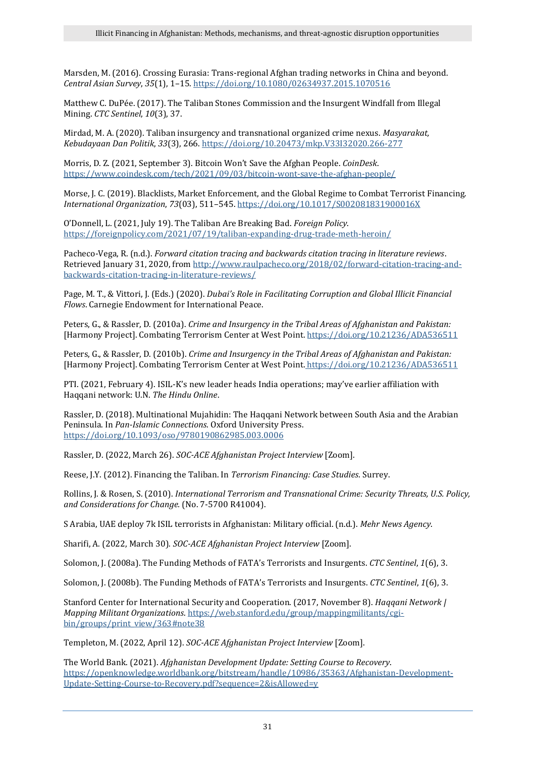Marsden, M. (2016). Crossing Eurasia: Trans-regional Afghan trading networks in China and beyond. *Central Asian Survey*, *35*(1), 1–15. https://doi.org/10.1080/02634937.2015.1070516

Matthew C. DuPée. (2017). The Taliban Stones Commission and the Insurgent Windfall from Illegal Mining. *CTC Sentinel*, *10*(3), 37.

Mirdad, M. A. (2020). Taliban insurgency and transnational organized crime nexus. *Masyarakat, Kebudayaan Dan Politik*, *33*(3), 266. https://doi.org/10.20473/mkp.V33I32020.266-277

Morris, D. Z. (2021, September 3). Bitcoin Won't Save the Afghan People. *CoinDesk*. https://www.coindesk.com/tech/2021/09/03/bitcoin-wont-save-the-afghan-people/

Morse, J. C. (2019). Blacklists, Market Enforcement, and the Global Regime to Combat Terrorist Financing. *International Organization*, *73*(03), 511–545. https://doi.org/10.1017/S002081831900016X

O'Donnell, L. (2021, July 19). The Taliban Are Breaking Bad. *Foreign Policy*. https://foreignpolicy.com/2021/07/19/taliban-expanding-drug-trade-meth-heroin/

Pacheco-Vega, R. (n.d.). *Forward citation tracing and backwards citation tracing in literature reviews*. Retrieved January 31, 2020, from http://www.raulpacheco.org/2018/02/forward-citation-tracing-and-backwards-citation-tracing-in-literature-reviews/

Page, M. T., & Vittori, J. (Eds.) (2020). *Dubai's Role in Facilitating Corruption and Global Illicit Financial Flows*. Carnegie Endowment for International Peace.

Peters, G., & Rassler, D. (2010a). *Crime and Insurgency in the Tribal Areas of Afghanistan and Pakistan:* [Harmony Project]. Combating Terrorism Center at West Point. https://doi.org/10.21236/ADA536511

Peters, G., & Rassler, D. (2010b). *Crime and Insurgency in the Tribal Areas of Afghanistan and Pakistan:* [Harmony Project]. Combating Terrorism Center at West Point. https://doi.org/10.21236/ADA536511

PTI. (2021, February 4). ISIL-K's new leader heads India operations; may've earlier affiliation with Haqqani network: U.N. *The Hindu Online*.

Rassler, D. (2018). Multinational Mujahidin: The Haqqani Network between South Asia and the Arabian Peninsula. In *Pan-Islamic Connections*. Oxford University Press. https://doi.org/10.1093/oso/9780190862985.003.0006

Rassler, D. (2022, March 26). *SOC-ACE Afghanistan Project Interview* [Zoom].

Reese, J.Y. (2012). Financing the Taliban. In *Terrorism Financing: Case Studies*. Surrey.

Rollins, J. & Rosen, S. (2010). *International Terrorism and Transnational Crime: Security Threats, U.S. Policy, and Considerations for Change.* (No. 7-5700 R41004).

S Arabia, UAE deploy 7k ISIL terrorists in Afghanistan: Military official. (n.d.). *Mehr News Agency*.

Sharifi, A. (2022, March 30). *SOC-ACE Afghanistan Project Interview* [Zoom].

Solomon, J. (2008a). The Funding Methods of FATA's Terrorists and Insurgents. *CTC Sentinel*, *1*(6), 3.

Solomon, J. (2008b). The Funding Methods of FATA's Terrorists and Insurgents. *CTC Sentinel*, *1*(6), 3.

Stanford Center for International Security and Cooperation. (2017, November 8). *Haqqani Network | Mapping Militant Organizations*. https://web.stanford.edu/group/mappingmilitants/cgi-bin/groups/print_view/363#note38

Templeton, M. (2022, April 12). *SOC-ACE Afghanistan Project Interview* [Zoom].

The World Bank. (2021). *Afghanistan Development Update: Setting Course to Recovery*. https://openknowledge.worldbank.org/bitstream/handle/10986/35363/Afghanistan-Development-Update-Setting-Course-to-Recovery.pdf?sequence=2&isAllowed=y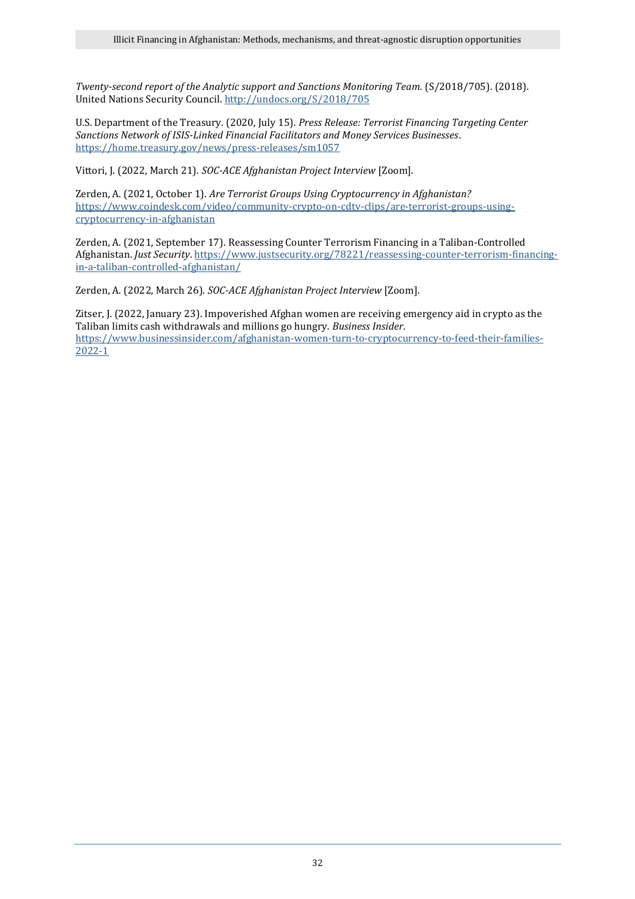*Twenty-second report of the Analytic support and Sanctions Monitoring Team.* (S/2018/705). (2018). United Nations Security Council. http://undocs.org/S/2018/705

U.S. Department of the Treasury. (2020, July 15). *Press Release: Terrorist Financing Targeting Center Sanctions Network of ISIS-Linked Financial Facilitators and Money Services Businesses*. https://home.treasury.gov/news/press-releases/sm1057

Vittori, J. (2022, March 21). *SOC-ACE Afghanistan Project Interview* [Zoom].

Zerden, A. (2021, October 1). *Are Terrorist Groups Using Cryptocurrency in Afghanistan?* https://www.coindesk.com/video/community-crypto-on-cdtv-clips/are-terrorist-groups-using-cryptocurrency-in-afghanistan

Zerden, A. (2021, September 17). Reassessing Counter Terrorism Financing in a Taliban-Controlled Afghanistan. *Just Security*. https://www.justsecurity.org/78221/reassessing-counter-terrorism-financing-in-a-taliban-controlled-afghanistan/

Zerden, A. (2022, March 26). *SOC-ACE Afghanistan Project Interview* [Zoom].

Zitser, J. (2022, January 23). Impoverished Afghan women are receiving emergency aid in crypto as the Taliban limits cash withdrawals and millions go hungry. *Business Insider*. https://www.businessinsider.com/afghanistan-women-turn-to-cryptocurrency-to-feed-their-families-2022-1